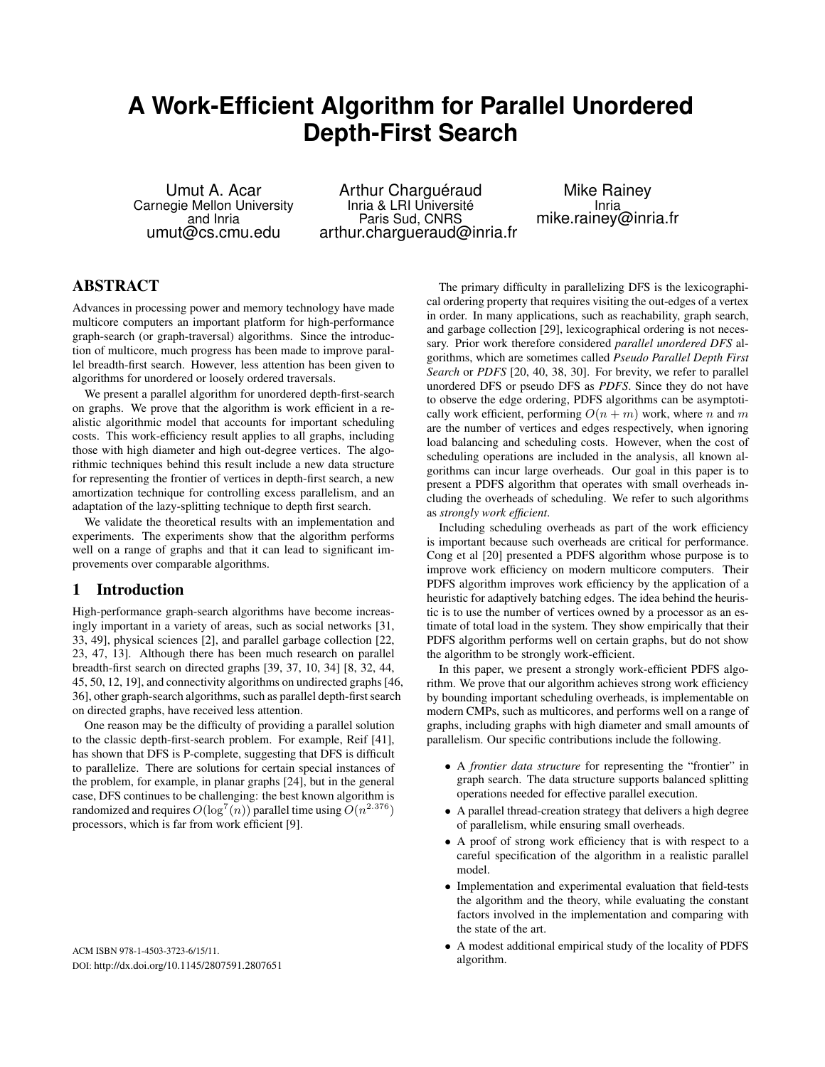# A Work-Efficient Algorithm for Parallel Unordered Depth-First Search

Umut A. Acar
Carnegie Mellon University and Inria
umut@cs.cmu.edu

Arthur Charguéraud
Inria & LRI Université Paris Sud, CNRS
arthur.chargueraud@inria.fr

Mike Rainey
Inria
mike.rainey@inria.fr

## ABSTRACT

Advances in processing power and memory technology have made multicore computers an important platform for high-performance graph-search (or graph-traversal) algorithms. Since the introduction of multicore, much progress has been made to improve parallel breadth-first search. However, less attention has been given to algorithms for unordered or loosely ordered traversals.

We present a parallel algorithm for unordered depth-first-search on graphs. We prove that the algorithm is work efficient in a realistic algorithmic model that accounts for important scheduling costs. This work-efficiency result applies to all graphs, including those with high diameter and high out-degree vertices. The algorithmic techniques behind this result include a new data structure for representing the frontier of vertices in depth-first search, a new amortization technique for controlling excess parallelism, and an adaptation of the lazy-splitting technique to depth first search.

We validate the theoretical results with an implementation and experiments. The experiments show that the algorithm performs well on a range of graphs and that it can lead to significant improvements over comparable algorithms.

## 1 Introduction

High-performance graph-search algorithms have become increasingly important in a variety of areas, such as social networks [31, 33, 49], physical sciences [2], and parallel garbage collection [22, 23, 47, 13]. Although there has been much research on parallel breadth-first search on directed graphs [39, 37, 10, 34] [8, 32, 44, 45, 50, 12, 19], and connectivity algorithms on undirected graphs [46, 36], other graph-search algorithms, such as parallel depth-first search on directed graphs, have received less attention.

One reason may be the difficulty of providing a parallel solution to the classic depth-first-search problem. For example, Reif [41], has shown that DFS is P-complete, suggesting that DFS is difficult to parallelize. There are solutions for certain special instances of the problem, for example, in planar graphs [24], but in the general case, DFS continues to be challenging: the best known algorithm is randomized and requires $O(\log^7(n))$ parallel time using $O(n^{2.376})$ processors, which is far from work efficient [9].

ACM ISBN 978-1-4503-3723-6/15/11.
DOI: http://dx.doi.org/10.1145/2807591.2807651

The primary difficulty in parallelizing DFS is the lexicographical ordering property that requires visiting the out-edges of a vertex in order. In many applications, such as reachability, graph search, and garbage collection [29], lexicographical ordering is not necessary. Prior work therefore considered *parallel unordered DFS* algorithms, which are sometimes called *Pseudo Parallel Depth First Search* or *PDFS* [20, 40, 38, 30]. For brevity, we refer to parallel unordered DFS or pseudo DFS as *PDFS*. Since they do not have to observe the edge ordering, PDFS algorithms can be asymptotically work efficient, performing $O(n + m)$ work, where $n$ and $m$ are the number of vertices and edges respectively, when ignoring load balancing and scheduling costs. However, when the cost of scheduling operations are included in the analysis, all known algorithms can incur large overheads. Our goal in this paper is to present a PDFS algorithm that operates with small overheads including the overheads of scheduling. We refer to such algorithms as *strongly work efficient*.

Including scheduling overheads as part of the work efficiency is important because such overheads are critical for performance. Cong et al [20] presented a PDFS algorithm whose purpose is to improve work efficiency on modern multicore computers. Their PDFS algorithm improves work efficiency by the application of a heuristic for adaptively batching edges. The idea behind the heuristic is to use the number of vertices owned by a processor as an estimate of total load in the system. They show empirically that their PDFS algorithm performs well on certain graphs, but do not show the algorithm to be strongly work-efficient.

In this paper, we present a strongly work-efficient PDFS algorithm. We prove that our algorithm achieves strong work efficiency by bounding important scheduling overheads, is implementable on modern CMPs, such as multicores, and performs well on a range of graphs, including graphs with high diameter and small amounts of parallelism. Our specific contributions include the following.

- A *frontier data structure* for representing the "frontier" in graph search. The data structure supports balanced splitting operations needed for effective parallel execution.
- A parallel thread-creation strategy that delivers a high degree of parallelism, while ensuring small overheads.
- A proof of strong work efficiency that is with respect to a careful specification of the algorithm in a realistic parallel model.
- Implementation and experimental evaluation that field-tests the algorithm and the theory, while evaluating the constant factors involved in the implementation and comparing with the state of the art.
- A modest additional empirical study of the locality of PDFS algorithm.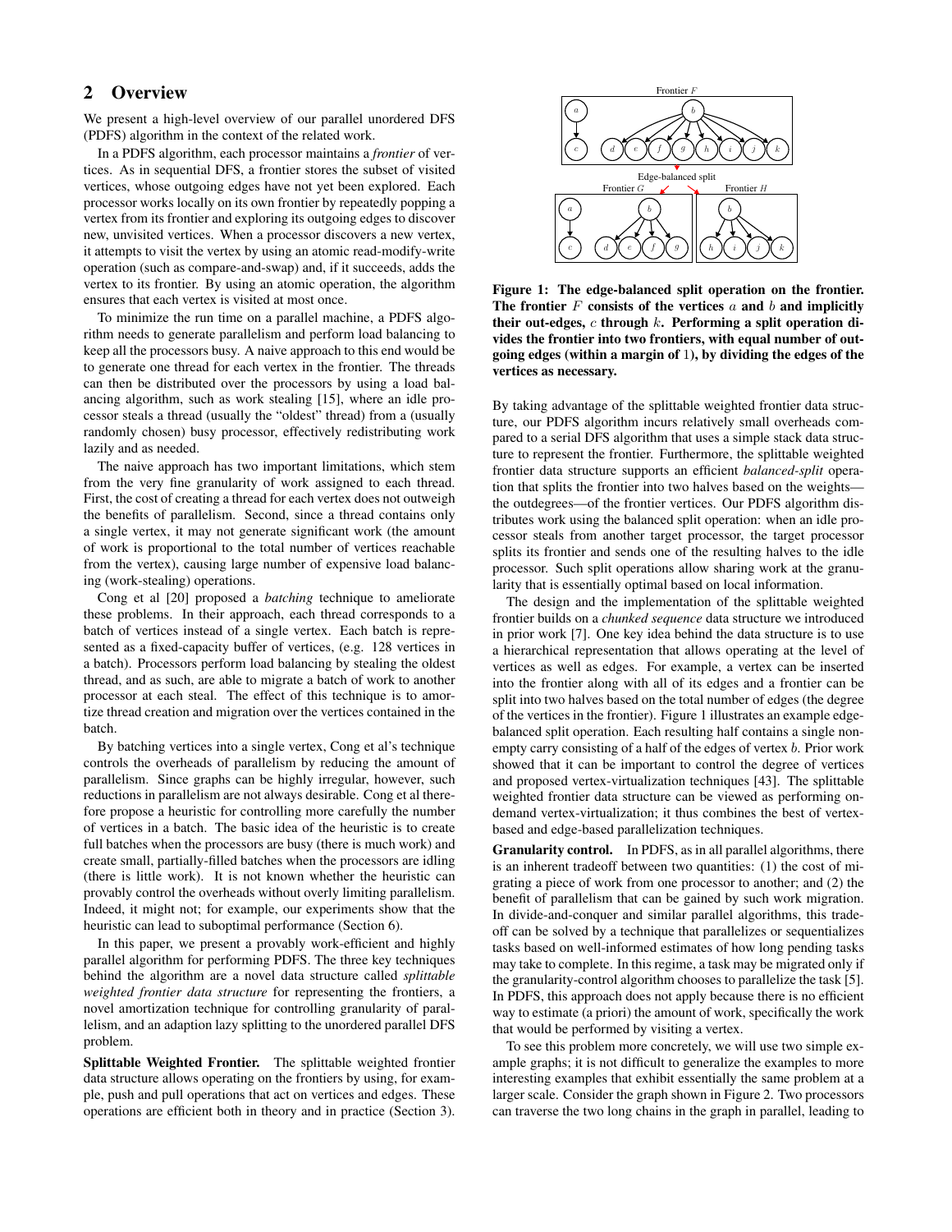## 2 Overview

We present a high-level overview of our parallel unordered DFS (PDFS) algorithm in the context of the related work.

In a PDFS algorithm, each processor maintains a *frontier* of vertices. As in sequential DFS, a frontier stores the subset of visited vertices, whose outgoing edges have not yet been explored. Each processor works locally on its own frontier by repeatedly popping a vertex from its frontier and exploring its outgoing edges to discover new, unvisited vertices. When a processor discovers a new vertex, it attempts to visit the vertex by using an atomic read-modify-write operation (such as compare-and-swap) and, if it succeeds, adds the vertex to its frontier. By using an atomic operation, the algorithm ensures that each vertex is visited at most once.

To minimize the run time on a parallel machine, a PDFS algorithm needs to generate parallelism and perform load balancing to keep all the processors busy. A naive approach to this end would be to generate one thread for each vertex in the frontier. The threads can then be distributed over the processors by using a load balancing algorithm, such as work stealing [15], where an idle processor steals a thread (usually the "oldest" thread) from a (usually randomly chosen) busy processor, effectively redistributing work lazily and as needed.

The naive approach has two important limitations, which stem from the very fine granularity of work assigned to each thread. First, the cost of creating a thread for each vertex does not outweigh the benefits of parallelism. Second, since a thread contains only a single vertex, it may not generate significant work (the amount of work is proportional to the total number of vertices reachable from the vertex), causing large number of expensive load balancing (work-stealing) operations.

Cong et al [20] proposed a *batching* technique to ameliorate these problems. In their approach, each thread corresponds to a batch of vertices instead of a single vertex. Each batch is represented as a fixed-capacity buffer of vertices, (e.g. 128 vertices in a batch). Processors perform load balancing by stealing the oldest thread, and as such, are able to migrate a batch of work to another processor at each steal. The effect of this technique is to amortize thread creation and migration over the vertices contained in the batch.

By batching vertices into a single vertex, Cong et al's technique controls the overheads of parallelism by reducing the amount of parallelism. Since graphs can be highly irregular, however, such reductions in parallelism are not always desirable. Cong et al therefore propose a heuristic for controlling more carefully the number of vertices in a batch. The basic idea of the heuristic is to create full batches when the processors are busy (there is much work) and create small, partially-filled batches when the processors are idling (there is little work). It is not known whether the heuristic can provably control the overheads without overly limiting parallelism. Indeed, it might not; for example, our experiments show that the heuristic can lead to suboptimal performance (Section 6).

In this paper, we present a provably work-efficient and highly parallel algorithm for performing PDFS. The three key techniques behind the algorithm are a novel data structure called *splittable weighted frontier data structure* for representing the frontiers, a novel amortization technique for controlling granularity of parallelism, and an adaption lazy splitting to the unordered parallel DFS problem.

**Splittable Weighted Frontier.** The splittable weighted frontier data structure allows operating on the frontiers by using, for example, push and pull operations that act on vertices and edges. These operations are efficient both in theory and in practice (Section 3).

**Figure 1: The edge-balanced split operation on the frontier. The frontier $F$ consists of the vertices $a$ and $b$ and implicitly their out-edges, $c$ through $k$. Performing a split operation divides the frontier into two frontiers, with equal number of outgoing edges (within a margin of 1), by dividing the edges of the vertices as necessary.**

By taking advantage of the splittable weighted frontier data structure, our PDFS algorithm incurs relatively small overheads compared to a serial DFS algorithm that uses a simple stack data structure to represent the frontier. Furthermore, the splittable weighted frontier data structure supports an efficient *balanced-split* operation that splits the frontier into two halves based on the weights—the outdegrees—of the frontier vertices. Our PDFS algorithm distributes work using the balanced split operation: when an idle processor steals from another target processor, the target processor splits its frontier and sends one of the resulting halves to the idle processor. Such split operations allow sharing work at the granularity that is essentially optimal based on local information.

The design and the implementation of the splittable weighted frontier builds on a *chunked sequence* data structure we introduced in prior work [7]. One key idea behind the data structure is to use a hierarchical representation that allows operating at the level of vertices as well as edges. For example, a vertex can be inserted into the frontier along with all of its edges and a frontier can be split into two halves based on the total number of edges (the degree of the vertices in the frontier). Figure 1 illustrates an example edge-balanced split operation. Each resulting half contains a single non-empty carry consisting of a half of the edges of vertex $b$. Prior work showed that it can be important to control the degree of vertices and proposed vertex-virtualization techniques [43]. The splittable weighted frontier data structure can be viewed as performing on-demand vertex-virtualization; it thus combines the best of vertex-based and edge-based parallelization techniques.

**Granularity control.** In PDFS, as in all parallel algorithms, there is an inherent tradeoff between two quantities: (1) the cost of migrating a piece of work from one processor to another; and (2) the benefit of parallelism that can be gained by such work migration. In divide-and-conquer and similar parallel algorithms, this tradeoff can be solved by a technique that parallelizes or sequentializes tasks based on well-informed estimates of how long pending tasks may take to complete. In this regime, a task may be migrated only if the granularity-control algorithm chooses to parallelize the task [5]. In PDFS, this approach does not apply because there is no efficient way to estimate (a priori) the amount of work, specifically the work that would be performed by visiting a vertex.

To see this problem more concretely, we will use two simple example graphs; it is not difficult to generalize the examples to more interesting examples that exhibit essentially the same problem at a larger scale. Consider the graph shown in Figure 2. Two processors can traverse the two long chains in the graph in parallel, leading to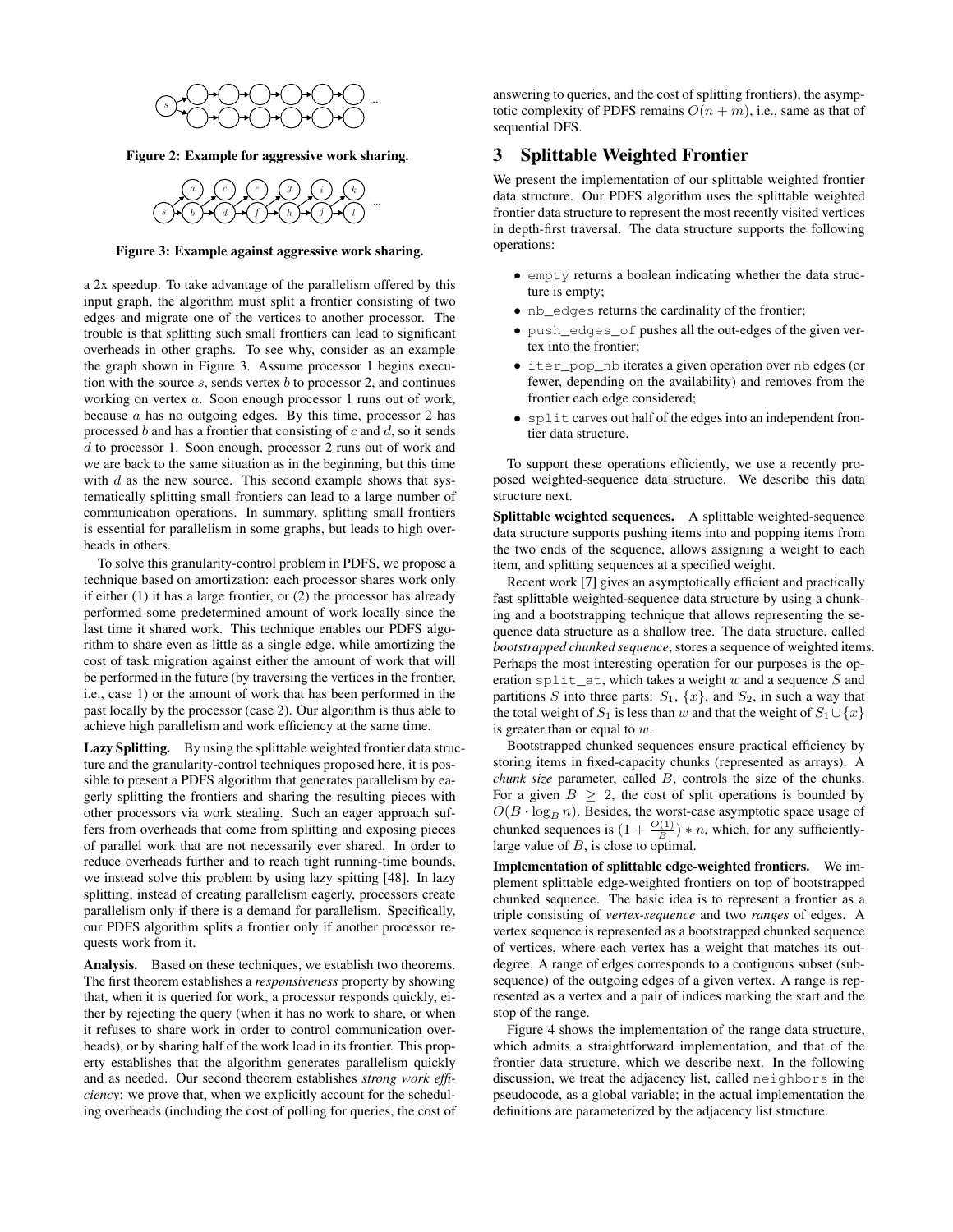Figure 2: Example for aggressive work sharing.

Figure 3: Example against aggressive work sharing.

a 2x speedup. To take advantage of the parallelism offered by this input graph, the algorithm must split a frontier consisting of two edges and migrate one of the vertices to another processor. The trouble is that splitting such small frontiers can lead to significant overheads in other graphs. To see why, consider as an example the graph shown in Figure 3. Assume processor 1 begins execution with the source $s$, sends vertex $b$ to processor 2, and continues working on vertex $a$. Soon enough processor 1 runs out of work, because $a$ has no outgoing edges. By this time, processor 2 has processed $b$ and has a frontier that consisting of $c$ and $d$, so it sends $d$ to processor 1. Soon enough, processor 2 runs out of work and we are back to the same situation as in the beginning, but this time with $d$ as the new source. This second example shows that systematically splitting small frontiers can lead to a large number of communication operations. In summary, splitting small frontiers is essential for parallelism in some graphs, but leads to high overheads in others.

To solve this granularity-control problem in PDFS, we propose a technique based on amortization: each processor shares work only if either (1) it has a large frontier, or (2) the processor has already performed some predetermined amount of work locally since the last time it shared work. This technique enables our PDFS algorithm to share even as little as a single edge, while amortizing the cost of task migration against either the amount of work that will be performed in the future (by traversing the vertices in the frontier, i.e., case 1) or the amount of work that has been performed in the past locally by the processor (case 2). Our algorithm is thus able to achieve high parallelism and work efficiency at the same time.

**Lazy Splitting.** By using the splittable weighted frontier data structure and the granularity-control techniques proposed here, it is possible to present a PDFS algorithm that generates parallelism by eagerly splitting the frontiers and sharing the resulting pieces with other processors via work stealing. Such an eager approach suffers from overheads that come from splitting and exposing pieces of parallel work that are not necessarily ever shared. In order to reduce overheads further and to reach tight running-time bounds, we instead solve this problem by using lazy spitting [48]. In lazy splitting, instead of creating parallelism eagerly, processors create parallelism only if there is a demand for parallelism. Specifically, our PDFS algorithm splits a frontier only if another processor requests work from it.

**Analysis.** Based on these techniques, we establish two theorems. The first theorem establishes a *responsiveness* property by showing that, when it is queried for work, a processor responds quickly, either by rejecting the query (when it has no work to share, or when it refuses to share work in order to control communication overheads), or by sharing half of the work load in its frontier. This property establishes that the algorithm generates parallelism quickly and as needed. Our second theorem establishes *strong work efficiency*: we prove that, when we explicitly account for the scheduling overheads (including the cost of polling for queries, the cost of answering to queries, and the cost of splitting frontiers), the asymptotic complexity of PDFS remains $O(n + m)$, i.e., same as that of sequential DFS.

# 3 Splittable Weighted Frontier

We present the implementation of our splittable weighted frontier data structure. Our PDFS algorithm uses the splittable weighted frontier data structure to represent the most recently visited vertices in depth-first traversal. The data structure supports the following operations:

- `empty` returns a boolean indicating whether the data structure is empty;
- `nb_edges` returns the cardinality of the frontier;
- `push_edges_of` pushes all the out-edges of the given vertex into the frontier;
- `iter_pop_nb` iterates a given operation over `nb` edges (or fewer, depending on the availability) and removes from the frontier each edge considered;
- `split` carves out half of the edges into an independent frontier data structure.

To support these operations efficiently, we use a recently proposed weighted-sequence data structure. We describe this data structure next.

**Splittable weighted sequences.** A splittable weighted-sequence data structure supports pushing items into and popping items from the two ends of the sequence, allows assigning a weight to each item, and splitting sequences at a specified weight.

Recent work [7] gives an asymptotically efficient and practically fast splittable weighted-sequence data structure by using a chunking and a bootstrapping technique that allows representing the sequence data structure as a shallow tree. The data structure, called *bootstrapped chunked sequence*, stores a sequence of weighted items. Perhaps the most interesting operation for our purposes is the operation `split_at`, which takes a weight $w$ and a sequence $S$ and partitions $S$ into three parts: $S_1$, $\{x\}$, and $S_2$, in such a way that the total weight of $S_1$ is less than $w$ and that the weight of $S_1 \cup \{x\}$ is greater than or equal to $w$.

Bootstrapped chunked sequences ensure practical efficiency by storing items in fixed-capacity chunks (represented as arrays). A *chunk size* parameter, called $B$, controls the size of the chunks. For a given $B \geq 2$, the cost of split operations is bounded by $O(B \cdot \log_B n)$. Besides, the worst-case asymptotic space usage of chunked sequences is $(1 + \frac{O(1)}{B}) * n$, which, for any sufficiently-large value of $B$, is close to optimal.

**Implementation of splittable edge-weighted frontiers.** We implement splittable edge-weighted frontiers on top of bootstrapped chunked sequence. The basic idea is to represent a frontier as a triple consisting of *vertex-sequence* and two *ranges* of edges. A vertex sequence is represented as a bootstrapped chunked sequence of vertices, where each vertex has a weight that matches its outdegree. A range of edges corresponds to a contiguous subset (subsequence) of the outgoing edges of a given vertex. A range is represented as a vertex and a pair of indices marking the start and the stop of the range.

Figure 4 shows the implementation of the range data structure, which admits a straightforward implementation, and that of the frontier data structure, which we describe next. In the following discussion, we treat the adjacency list, called `neighbors` in the pseudocode, as a global variable; in the actual implementation the definitions are parameterized by the adjacency list structure.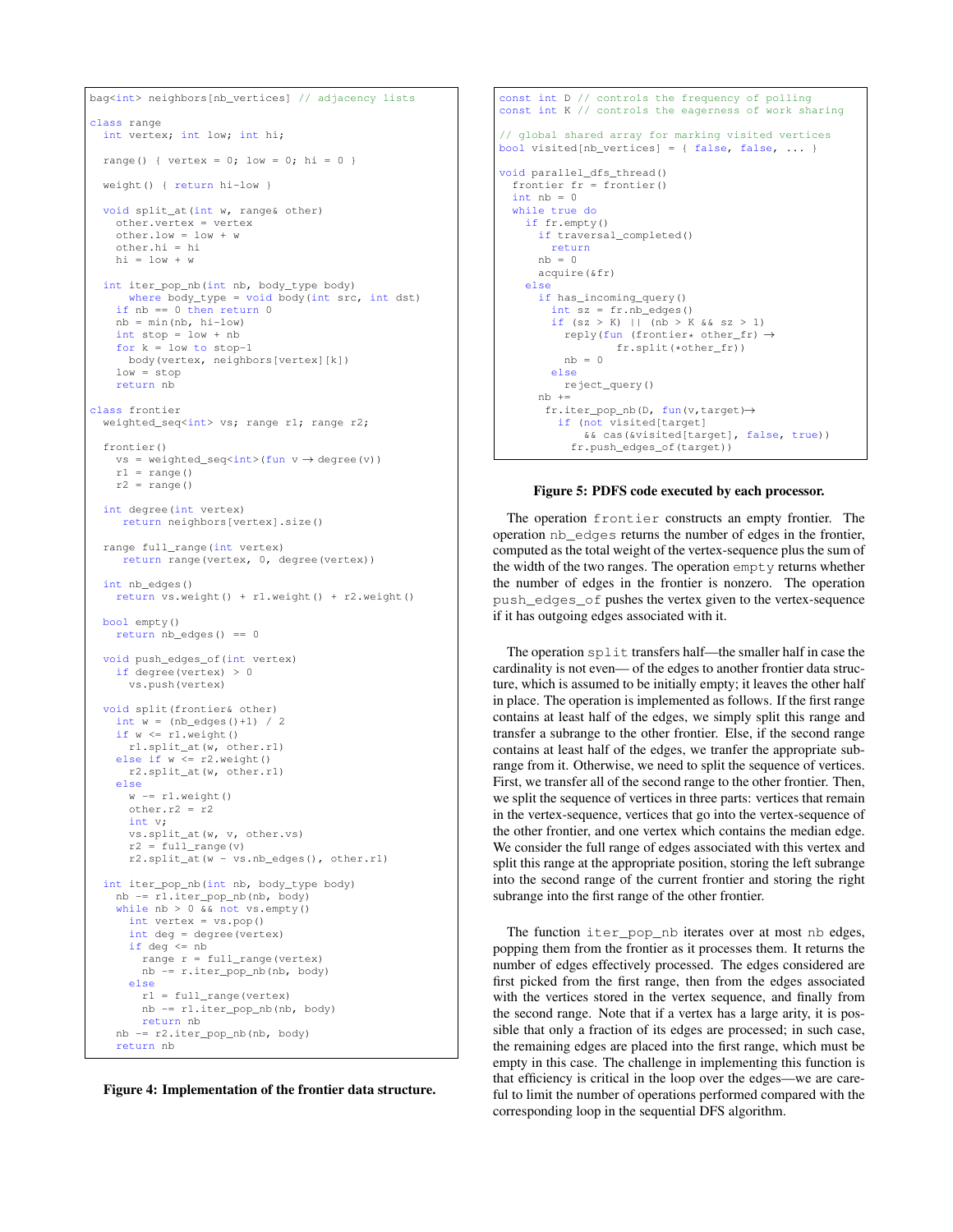```
bag<int> neighbors[nb_vertices] // adjacency lists

class range
  int vertex; int low; int hi;

  range() { vertex = 0; low = 0; hi = 0 }

  weight() { return hi-low }

  void split_at(int w, range& other)
    other.vertex = vertex
    other.low = low + w
    other.hi = hi
    hi = low + w

  int iter_pop_nb(int nb, body_type body)
      where body_type = void body(int src, int dst)
    if nb == 0 then return 0
    nb = min(nb, hi-low)
    int stop = low + nb
    for k = low to stop-1
      body(vertex, neighbors[vertex][k])
    low = stop
    return nb

class frontier
  weighted_seq<int> vs; range r1; range r2;

  frontier()
    vs = weighted_seq<int>(fun v → degree(v))
    r1 = range()
    r2 = range()

  int degree(int vertex)
     return neighbors[vertex].size()

  range full_range(int vertex)
     return range(vertex, 0, degree(vertex))

  int nb_edges()
    return vs.weight() + r1.weight() + r2.weight()

  bool empty()
    return nb_edges() == 0

  void push_edges_of(int vertex)
    if degree(vertex) > 0
      vs.push(vertex)

  void split(frontier& other)
    int w = (nb_edges()+1) / 2
    if w <= r1.weight()
      r1.split_at(w, other.r1)
    else if w <= r2.weight()
      r2.split_at(w, other.r1)
    else
      w -= r1.weight()
      other.r2 = r2
      int v;
      vs.split_at(w, v, other.vs)
      r2 = full_range(v)
      r2.split_at(w - vs.nb_edges(), other.r1)

  int iter_pop_nb(int nb, body_type body)
    nb -= r1.iter_pop_nb(nb, body)
    while nb > 0 && not vs.empty()
      int vertex = vs.pop()
      int deg = degree(vertex)
      if deg <= nb
        range r = full_range(vertex)
        nb -= r.iter_pop_nb(nb, body)
      else
        r1 = full_range(vertex)
        nb -= r1.iter_pop_nb(nb, body)
        return nb
    nb -= r2.iter_pop_nb(nb, body)
    return nb
```

**Figure 4: Implementation of the frontier data structure.**

```
const int D // controls the frequency of polling
const int K // controls the eagerness of work sharing

// global shared array for marking visited vertices
bool visited[nb_vertices] = { false, false, ... }

void parallel_dfs_thread()
  frontier fr = frontier()
  int nb = 0
  while true do
    if fr.empty()
      if traversal_completed()
        return
      nb = 0
      acquire(&fr)
    else
      if has_incoming_query()
        int sz = fr.nb_edges()
        if (sz > K) || (nb > K && sz > 1)
          reply(fun (frontier* other_fr) →
                  fr.split(*other_fr))
          nb = 0
        else
          reject_query()
      nb +=
       fr.iter_pop_nb(D, fun(v,target)→
         if (not visited[target]
             && cas(&visited[target], false, true))
           fr.push_edges_of(target))
```

**Figure 5: PDFS code executed by each processor.**

The operation `frontier` constructs an empty frontier. The operation `nb_edges` returns the number of edges in the frontier, computed as the total weight of the vertex-sequence plus the sum of the width of the two ranges. The operation `empty` returns whether the number of edges in the frontier is nonzero. The operation `push_edges_of` pushes the vertex given to the vertex-sequence if it has outgoing edges associated with it.

The operation `split` transfers half—the smaller half in case the cardinality is not even— of the edges to another frontier data structure, which is assumed to be initially empty; it leaves the other half in place. The operation is implemented as follows. If the first range contains at least half of the edges, we simply split this range and transfer a subrange to the other frontier. Else, if the second range contains at least half of the edges, we tranfer the appropriate subrange from it. Otherwise, we need to split the sequence of vertices. First, we transfer all of the second range to the other frontier. Then, we split the sequence of vertices in three parts: vertices that remain in the vertex-sequence, vertices that go into the vertex-sequence of the other frontier, and one vertex which contains the median edge. We consider the full range of edges associated with this vertex and split this range at the appropriate position, storing the left subrange into the second range of the current frontier and storing the right subrange into the first range of the other frontier.

The function `iter_pop_nb` iterates over at most `nb` edges, popping them from the frontier as it processes them. It returns the number of edges effectively processed. The edges considered are first picked from the first range, then from the edges associated with the vertices stored in the vertex sequence, and finally from the second range. Note that if a vertex has a large arity, it is possible that only a fraction of its edges are processed; in such case, the remaining edges are placed into the first range, which must be empty in this case. The challenge in implementing this function is that efficiency is critical in the loop over the edges—we are careful to limit the number of operations performed compared with the corresponding loop in the sequential DFS algorithm.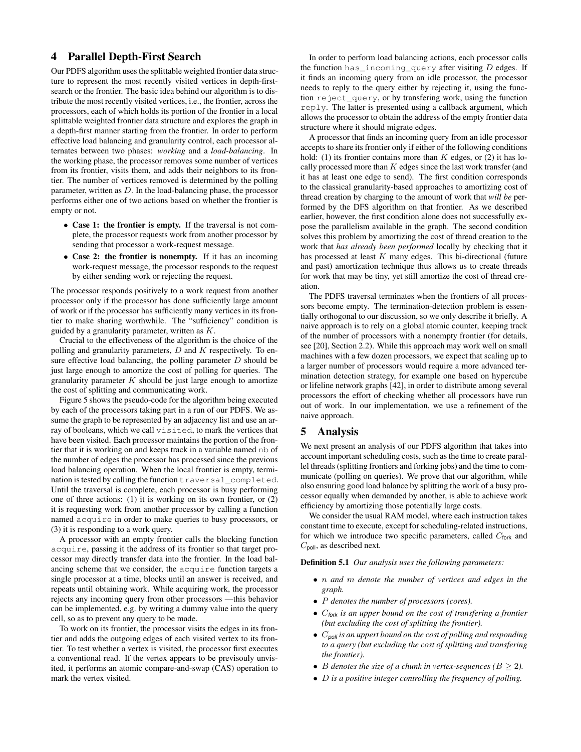# 4 Parallel Depth-First Search

Our PDFS algorithm uses the splittable weighted frontier data structure to represent the most recently visited vertices in depth-first-search or the frontier. The basic idea behind our algorithm is to distribute the most recently visited vertices, i.e., the frontier, across the processors, each of which holds its portion of the frontier in a local splittable weighted frontier data structure and explores the graph in a depth-first manner starting from the frontier. In order to perform effective load balancing and granularity control, each processor alternates between two phases: *working* and a *load-balancing*. In the working phase, the processor removes some number of vertices from its frontier, visits them, and adds their neighbors to its frontier. The number of vertices removed is determined by the polling parameter, written as $D$. In the load-balancing phase, the processor performs either one of two actions based on whether the frontier is empty or not.

- **Case 1: the frontier is empty.** If the traversal is not complete, the processor requests work from another processor by sending that processor a work-request message.
- **Case 2: the frontier is nonempty.** If it has an incoming work-request message, the processor responds to the request by either sending work or rejecting the request.

The processor responds positively to a work request from another processor only if the processor has done sufficiently large amount of work or if the processor has sufficiently many vertices in its frontier to make sharing worthwhile. The "sufficiency" condition is guided by a granularity parameter, written as $K$.

Crucial to the effectiveness of the algorithm is the choice of the polling and granularity parameters, $D$ and $K$ respectively. To ensure effective load balancing, the polling parameter $D$ should be just large enough to amortize the cost of polling for queries. The granularity parameter $K$ should be just large enough to amortize the cost of splitting and communicating work.

Figure 5 shows the pseudo-code for the algorithm being executed by each of the processors taking part in a run of our PDFS. We assume the graph to be represented by an adjacency list and use an array of booleans, which we call `visited`, to mark the vertices that have been visited. Each processor maintains the portion of the frontier that it is working on and keeps track in a variable named `nb` of the number of edges the processor has processed since the previous load balancing operation. When the local frontier is empty, termination is tested by calling the function `traversal_completed`. Until the traversal is complete, each processor is busy performing one of three actions: (1) it is working on its own frontier, or (2) it is requesting work from another processor by calling a function named `acquire` in order to make queries to busy processors, or (3) it is responding to a work query.

A processor with an empty frontier calls the blocking function `acquire`, passing it the address of its frontier so that target processor may directly transfer data into the frontier. In the load balancing scheme that we consider, the `acquire` function targets a single processor at a time, blocks until an answer is received, and repeats until obtaining work. While acquiring work, the processor rejects any incoming query from other processors —this behavior can be implemented, e.g. by writing a dummy value into the query cell, so as to prevent any query to be made.

To work on its frontier, the processor visits the edges in its frontier and adds the outgoing edges of each visited vertex to its frontier. To test whether a vertex is visited, the processor first executes a conventional read. If the vertex appears to be previsouly unvisited, it performs an atomic compare-and-swap (CAS) operation to mark the vertex visited.

In order to perform load balancing actions, each processor calls the function `has_incoming_query` after visiting $D$ edges. If it finds an incoming query from an idle processor, the processor needs to reply to the query either by rejecting it, using the function `reject_query`, or by transfering work, using the function `reply`. The latter is presented using a callback argument, which allows the processor to obtain the address of the empty frontier data structure where it should migrate edges.

A processor that finds an incoming query from an idle processor accepts to share its frontier only if either of the following conditions hold: (1) its frontier contains more than $K$ edges, or (2) it has locally processed more than $K$ edges since the last work transfer (and it has at least one edge to send). The first condition corresponds to the classical granularity-based approaches to amortizing cost of thread creation by charging to the amount of work that *will be* performed by the DFS algorithm on that frontier. As we described earlier, however, the first condition alone does not successfully expose the parallelism available in the graph. The second condition solves this problem by amortizing the cost of thread creation to the work that *has already been performed* locally by checking that it has processed at least $K$ many edges. This bi-directional (future and past) amortization technique thus allows us to create threads for work that may be tiny, yet still amortize the cost of thread creation.

The PDFS traversal terminates when the frontiers of all processors become empty. The termination-detection problem is essentially orthogonal to our discussion, so we only describe it briefly. A naive approach is to rely on a global atomic counter, keeping track of the number of processors with a nonempty frontier (for details, see [20], Section 2.2). While this approach may work well on small machines with a few dozen processors, we expect that scaling up to a larger number of processors would require a more advanced termination detection strategy, for example one based on hypercube or lifeline network graphs [42], in order to distribute among several processors the effort of checking whether all processors have run out of work. In our implementation, we use a refinement of the naive approach.

# 5 Analysis

We next present an analysis of our PDFS algorithm that takes into account important scheduling costs, such as the time to create parallel threads (splitting frontiers and forking jobs) and the time to communicate (polling on queries). We prove that our algorithm, while also ensuring good load balance by splitting the work of a busy processor equally when demanded by another, is able to achieve work efficiency by amortizing those potentially large costs.

We consider the usual RAM model, where each instruction takes constant time to execute, except for scheduling-related instructions, for which we introduce two specific parameters, called $C_{\mathsf{fork}}$ and $C_{\mathsf{poll}}$, as described next.

**Definition 5.1** *Our analysis uses the following parameters:*

- *$n$ and $m$ denote the number of vertices and edges in the graph.*
- *$P$ denotes the number of processors (cores).*
- *$C_{fork}$ is an upper bound on the cost of transfering a frontier (but excluding the cost of splitting the frontier).*
- *$C_{poll}$ is an uppert bound on the cost of polling and responding to a query (but excluding the cost of splitting and transfering the frontier).*
- *$B$ denotes the size of a chunk in vertex-sequences ($B \geq 2$).*
- *$D$ is a positive integer controlling the frequency of polling.*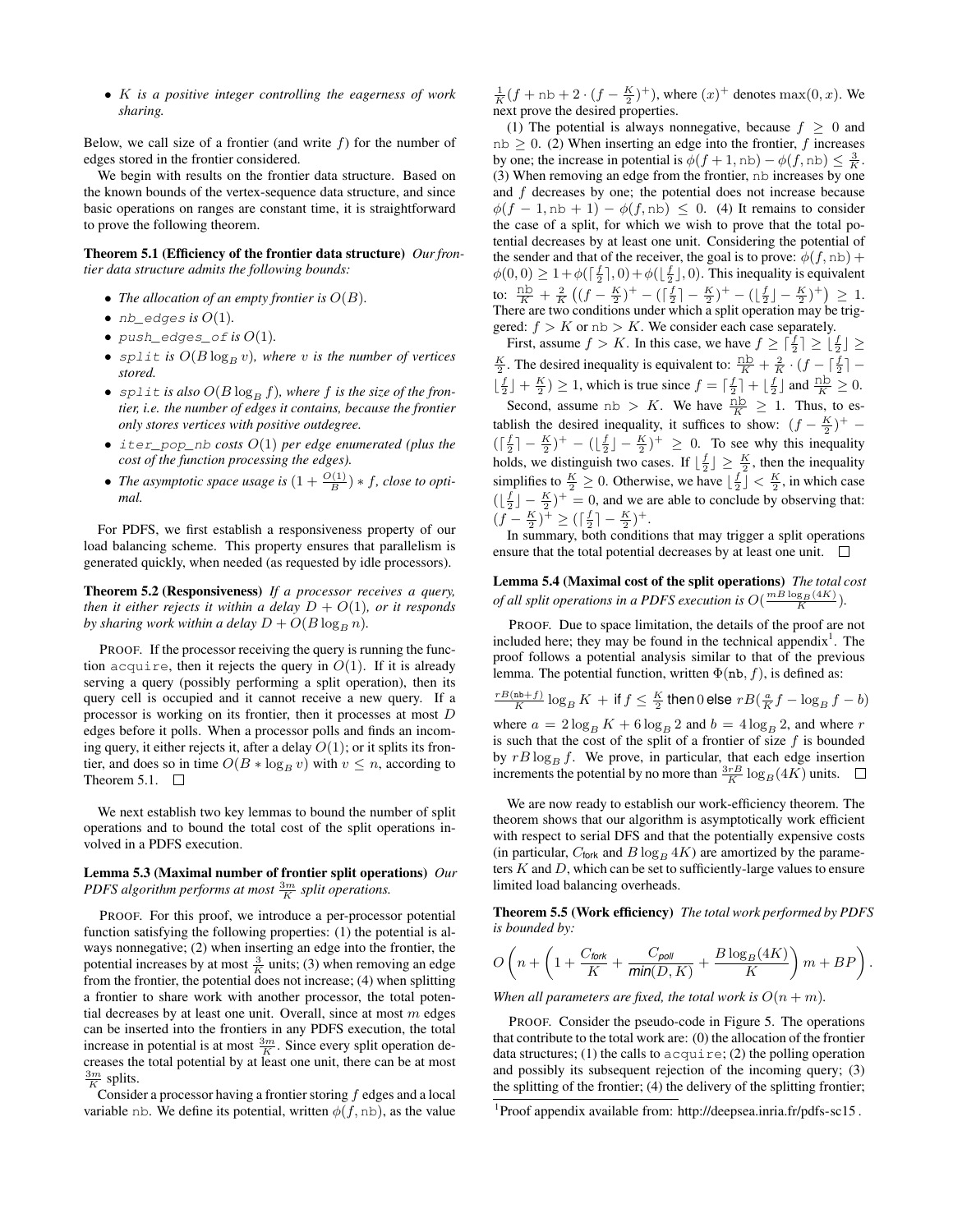- $K$ *is a positive integer controlling the eagerness of work sharing.*

Below, we call size of a frontier (and write $f$) for the number of edges stored in the frontier considered.

We begin with results on the frontier data structure. Based on the known bounds of the vertex-sequence data structure, and since basic operations on ranges are constant time, it is straightforward to prove the following theorem.

**Theorem 5.1 (Efficiency of the frontier data structure)** *Our frontier data structure admits the following bounds:*

- *The allocation of an empty frontier is $O(B)$.*
- `nb_edges` *is $O(1)$.*
- `push_edges_of` *is $O(1)$.*
- `split` *is $O(B \log_B v)$, where $v$ is the number of vertices stored.*
- `split` *is also $O(B \log_B f)$, where $f$ is the size of the frontier, i.e. the number of edges it contains, because the frontier only stores vertices with positive outdegree.*
- `iter_pop_nb` *costs $O(1)$ per edge enumerated (plus the cost of the function processing the edges).*
- *The asymptotic space usage is $(1 + \frac{O(1)}{B}) * f$, close to optimal.*

For PDFS, we first establish a responsiveness property of our load balancing scheme. This property ensures that parallelism is generated quickly, when needed (as requested by idle processors).

**Theorem 5.2 (Responsiveness)** *If a processor receives a query, then it either rejects it within a delay $D + O(1)$, or it responds by sharing work within a delay $D + O(B \log_B n)$.*

PROOF. If the processor receiving the query is running the function `acquire`, then it rejects the query in $O(1)$. If it is already serving a query (possibly performing a split operation), then its query cell is occupied and it cannot receive a new query. If a processor is working on its frontier, then it processes at most $D$ edges before it polls. When a processor polls and finds an incoming query, it either rejects it, after a delay $O(1)$; or it splits its frontier, and does so in time $O(B * \log_B v)$ with $v \leq n$, according to Theorem 5.1. □

We next establish two key lemmas to bound the number of split operations and to bound the total cost of the split operations involved in a PDFS execution.

**Lemma 5.3 (Maximal number of frontier split operations)** *Our PDFS algorithm performs at most $\frac{3m}{K}$ split operations.*

PROOF. For this proof, we introduce a per-processor potential function satisfying the following properties: (1) the potential is always nonnegative; (2) when inserting an edge into the frontier, the potential increases by at most $\frac{3}{K}$ units; (3) when removing an edge from the frontier, the potential does not increase; (4) when splitting a frontier to share work with another processor, the total potential decreases by at least one unit. Overall, since at most $m$ edges can be inserted into the frontiers in any PDFS execution, the total increase in potential is at most $\frac{3m}{K}$. Since every split operation decreases the total potential by at least one unit, there can be at most $\frac{3m}{K}$ splits.

Consider a processor having a frontier storing $f$ edges and a local variable nb. We define its potential, written $\phi(f, \mathtt{nb})$, as the value $\frac{1}{K}(f + \mathtt{nb} + 2 \cdot (f - \frac{K}{2})^+)$, where $(x)^+$ denotes $\max(0, x)$. We next prove the desired properties.

(1) The potential is always nonnegative, because $f \geq 0$ and $\mathtt{nb} \geq 0$. (2) When inserting an edge into the frontier, $f$ increases by one; the increase in potential is $\phi(f+1, \mathtt{nb}) - \phi(f, \mathtt{nb}) \leq \frac{3}{K}$. (3) When removing an edge from the frontier, nb increases by one and $f$ decreases by one; the potential does not increase because $\phi(f-1, \mathtt{nb}+1) - \phi(f, \mathtt{nb}) \leq 0$. (4) It remains to consider the case of a split, for which we wish to prove that the total potential decreases by at least one unit. Considering the potential of the sender and that of the receiver, the goal is to prove: $\phi(f, \mathtt{nb}) + \phi(0, 0) \geq 1 + \phi(\lceil \frac{f}{2} \rceil, 0) + \phi(\lfloor \frac{f}{2} \rfloor, 0)$. This inequality is equivalent to: $\frac{\mathtt{nb}}{K} + \frac{2}{K}\left((f - \frac{K}{2})^+ - (\lceil \frac{f}{2} \rceil - \frac{K}{2})^+ - (\lfloor \frac{f}{2} \rfloor - \frac{K}{2})^+\right) \geq 1$. There are two conditions under which a split operation may be triggered: $f > K$ or $\mathtt{nb} > K$. We consider each case separately.

First, assume $f > K$. In this case, we have $f \geq \lceil \frac{f}{2} \rceil \geq \lfloor \frac{f}{2} \rfloor \geq \frac{K}{2}$. The desired inequality is equivalent to: $\frac{\mathtt{nb}}{K} + \frac{2}{K} \cdot (f - \lceil \frac{f}{2} \rceil - \lfloor \frac{f}{2} \rfloor + \frac{K}{2}) \geq 1$, which is true since $f = \lceil \frac{f}{2} \rceil + \lfloor \frac{f}{2} \rfloor$ and $\frac{\mathtt{nb}}{K} \geq 0$.

Second, assume $\mathtt{nb} > K$. We have $\frac{\mathtt{nb}}{K} \geq 1$. Thus, to establish the desired inequality, it suffices to show: $(f - \frac{K}{2})^+ - (\lceil \frac{f}{2} \rceil - \frac{K}{2})^+ - (\lfloor \frac{f}{2} \rfloor - \frac{K}{2})^+ \geq 0$. To see why this inequality holds, we distinguish two cases. If $\lfloor \frac{f}{2} \rfloor \geq \frac{K}{2}$, then the inequality simplifies to $\frac{K}{2} \geq 0$. Otherwise, we have $\lfloor \frac{f}{2} \rfloor < \frac{K}{2}$, in which case $(\lfloor \frac{f}{2} \rfloor - \frac{K}{2})^+ = 0$, and we are able to conclude by observing that: $(f - \frac{K}{2})^+ \geq (\lceil \frac{f}{2} \rceil - \frac{K}{2})^+$.

In summary, both conditions that may trigger a split operations ensure that the total potential decreases by at least one unit. □

**Lemma 5.4 (Maximal cost of the split operations)** *The total cost of all split operations in a PDFS execution is $O(\frac{mB \log_B(4K)}{K})$.*

PROOF. Due to space limitation, the details of the proof are not included here; they may be found in the technical appendix[1]. The proof follows a potential analysis similar to that of the previous lemma. The potential function, written $\Phi(\mathtt{nb}, f)$, is defined as:

$\frac{rB(\mathtt{nb}+f)}{K} \log_B K$ + if $f \leq \frac{K}{2}$ then $0$ else $rB(\frac{a}{K}f - \log_B f - b)$

where $a = 2\log_B K + 6 \log_B 2$ and $b = 4 \log_B 2$, and where $r$ is such that the cost of the split of a frontier of size $f$ is bounded by $rB \log_B f$. We prove, in particular, that each edge insertion increments the potential by no more than $\frac{3rB}{K} \log_B(4K)$ units. □

We are now ready to establish our work-efficiency theorem. The theorem shows that our algorithm is asymptotically work efficient with respect to serial DFS and that the potentially expensive costs (in particular, $C_{\mathsf{fork}}$ and $B \log_B 4K$) are amortized by the parameters $K$ and $D$, which can be set to sufficiently-large values to ensure limited load balancing overheads.

**Theorem 5.5 (Work efficiency)** *The total work performed by PDFS is bounded by:*

$$O\left(n + \left(1 + \frac{C_{\mathit{fork}}}{K} + \frac{C_{\mathit{poll}}}{\mathit{min}(D, K)} + \frac{B \log_B(4K)}{K}\right) m + BP\right).$$

*When all parameters are fixed, the total work is $O(n + m)$.*

PROOF. Consider the pseudo-code in Figure 5. The operations that contribute to the total work are: (0) the allocation of the frontier data structures; (1) the calls to `acquire`; (2) the polling operation and possibly its subsequent rejection of the incoming query; (3) the splitting of the frontier; (4) the delivery of the splitting frontier;

[1] Proof appendix available from: http://deepsea.inria.fr/pdfs-sc15 .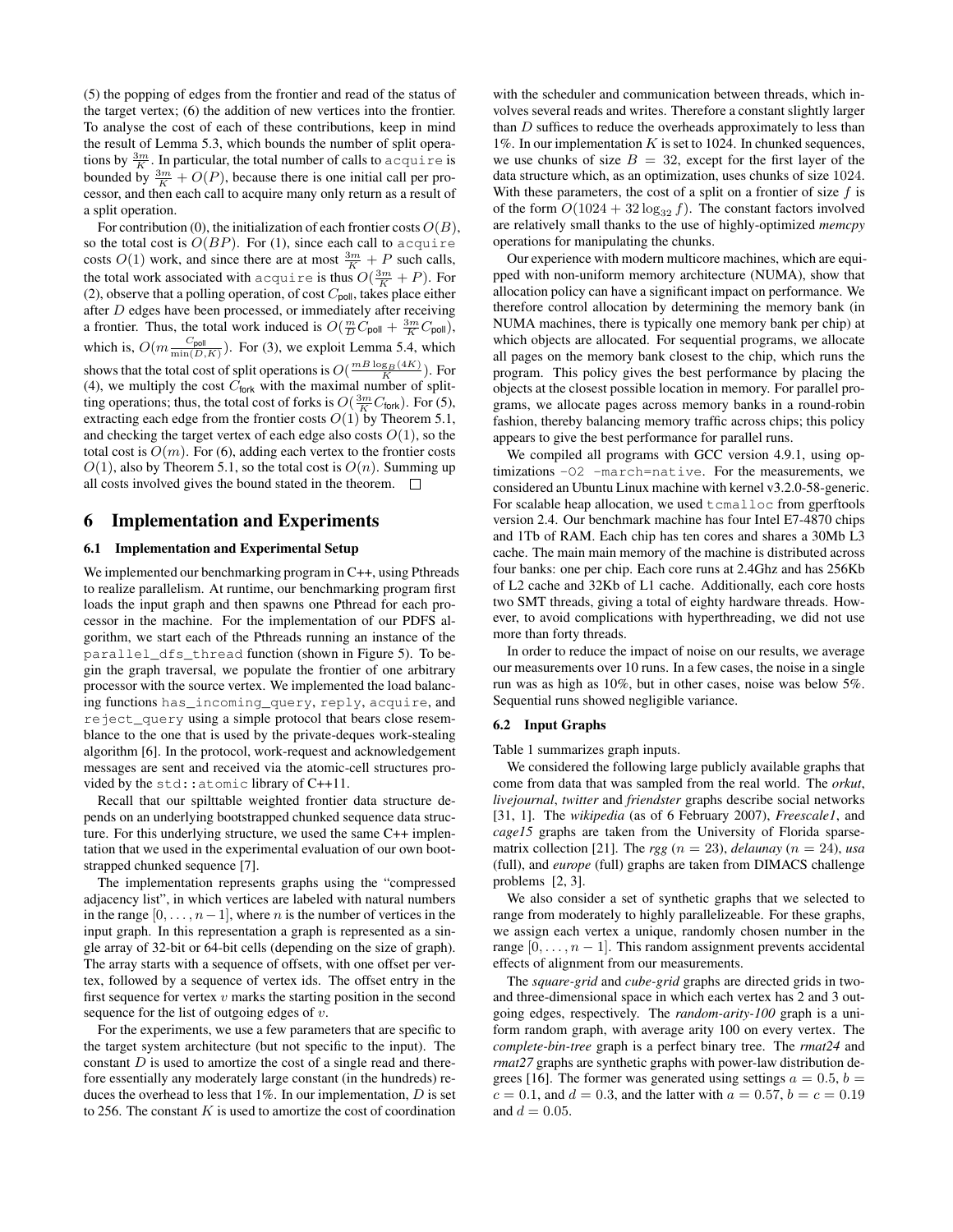(5) the popping of edges from the frontier and read of the status of the target vertex; (6) the addition of new vertices into the frontier. To analyse the cost of each of these contributions, keep in mind the result of Lemma 5.3, which bounds the number of split operations by $\frac{3m}{K}$. In particular, the total number of calls to `acquire` is bounded by $\frac{3m}{K} + O(P)$, because there is one initial call per processor, and then each call to acquire many only return as a result of a split operation.

For contribution (0), the initialization of each frontier costs $O(B)$, so the total cost is $O(BP)$. For (1), since each call to `acquire` costs $O(1)$ work, and since there are at most $\frac{3m}{K} + P$ such calls, the total work associated with `acquire` is thus $O(\frac{3m}{K} + P)$. For (2), observe that a polling operation, of cost $C_{\textsf{poll}}$, takes place either after $D$ edges have been processed, or immediately after receiving a frontier. Thus, the total work induced is $O(\frac{m}{D} C_{\textsf{poll}} + \frac{3m}{K} C_{\textsf{poll}})$, which is, $O(m \frac{C_{\textsf{poll}}}{\min(D,K)})$. For (3), we exploit Lemma 5.4, which shows that the total cost of split operations is $O(\frac{mB \log_B(4K)}{K})$. For (4), we multiply the cost $C_{\textsf{fork}}$ with the maximal number of splitting operations; thus, the total cost of forks is $O(\frac{3m}{K} C_{\textsf{fork}})$. For (5), extracting each edge from the frontier costs $O(1)$ by Theorem 5.1, and checking the target vertex of each edge also costs $O(1)$, so the total cost is $O(m)$. For (6), adding each vertex to the frontier costs $O(1)$, also by Theorem 5.1, so the total cost is $O(n)$. Summing up all costs involved gives the bound stated in the theorem. □

# 6 Implementation and Experiments

## 6.1 Implementation and Experimental Setup

We implemented our benchmarking program in C++, using Pthreads to realize parallelism. At runtime, our benchmarking program first loads the input graph and then spawns one Pthread for each processor in the machine. For the implementation of our PDFS algorithm, we start each of the Pthreads running an instance of the `parallel_dfs_thread` function (shown in Figure 5). To begin the graph traversal, we populate the frontier of one arbitrary processor with the source vertex. We implemented the load balancing functions `has_incoming_query`, `reply`, `acquire`, and `reject_query` using a simple protocol that bears close resemblance to the one that is used by the private-deques work-stealing algorithm [6]. In the protocol, work-request and acknowledgement messages are sent and received via the atomic-cell structures provided by the `std::atomic` library of C++11.

Recall that our spilttable weighted frontier data structure depends on an underlying bootstrapped chunked sequence data structure. For this underlying structure, we used the same C++ implentation that we used in the experimental evaluation of our own bootstrapped chunked sequence [7].

The implementation represents graphs using the "compressed adjacency list", in which vertices are labeled with natural numbers in the range $[0, \ldots, n-1]$, where $n$ is the number of vertices in the input graph. In this representation a graph is represented as a single array of 32-bit or 64-bit cells (depending on the size of graph). The array starts with a sequence of offsets, with one offset per vertex, followed by a sequence of vertex ids. The offset entry in the first sequence for vertex $v$ marks the starting position in the second sequence for the list of outgoing edges of $v$.

For the experiments, we use a few parameters that are specific to the target system architecture (but not specific to the input). The constant $D$ is used to amortize the cost of a single read and therefore essentially any moderately large constant (in the hundreds) reduces the overhead to less that 1%. In our implementation, $D$ is set to 256. The constant $K$ is used to amortize the cost of coordination with the scheduler and communication between threads, which involves several reads and writes. Therefore a constant slightly larger than $D$ suffices to reduce the overheads approximately to less than 1%. In our implementation $K$ is set to 1024. In chunked sequences, we use chunks of size $B = 32$, except for the first layer of the data structure which, as an optimization, uses chunks of size 1024. With these parameters, the cost of a split on a frontier of size $f$ is of the form $O(1024 + 32 \log_{32} f)$. The constant factors involved are relatively small thanks to the use of highly-optimized *memcpy* operations for manipulating the chunks.

Our experience with modern multicore machines, which are equipped with non-uniform memory architecture (NUMA), show that allocation policy can have a significant impact on performance. We therefore control allocation by determining the memory bank (in NUMA machines, there is typically one memory bank per chip) at which objects are allocated. For sequential programs, we allocate all pages on the memory bank closest to the chip, which runs the program. This policy gives the best performance by placing the objects at the closest possible location in memory. For parallel programs, we allocate pages across memory banks in a round-robin fashion, thereby balancing memory traffic across chips; this policy appears to give the best performance for parallel runs.

We compiled all programs with GCC version 4.9.1, using optimizations `-O2 -march=native`. For the measurements, we considered an Ubuntu Linux machine with kernel v3.2.0-58-generic. For scalable heap allocation, we used `tcmalloc` from gperftools version 2.4. Our benchmark machine has four Intel E7-4870 chips and 1Tb of RAM. Each chip has ten cores and shares a 30Mb L3 cache. The main main memory of the machine is distributed across four banks: one per chip. Each core runs at 2.4Ghz and has 256Kb of L2 cache and 32Kb of L1 cache. Additionally, each core hosts two SMT threads, giving a total of eighty hardware threads. However, to avoid complications with hyperthreading, we did not use more than forty threads.

In order to reduce the impact of noise on our results, we average our measurements over 10 runs. In a few cases, the noise in a single run was as high as 10%, but in other cases, noise was below 5%. Sequential runs showed negligible variance.

## 6.2 Input Graphs

Table 1 summarizes graph inputs.

We considered the following large publicly available graphs that come from data that was sampled from the real world. The *orkut*, *livejournal*, *twitter* and *friendster* graphs describe social networks [31, 1]. The *wikipedia* (as of 6 February 2007), *Freescale1*, and *cage15* graphs are taken from the University of Florida sparse-matrix collection [21]. The *rgg* ($n = 23$), *delaunay* ($n = 24$), *usa* (full), and *europe* (full) graphs are taken from DIMACS challenge problems [2, 3].

We also consider a set of synthetic graphs that we selected to range from moderately to highly parallelizeable. For these graphs, we assign each vertex a unique, randomly chosen number in the range $[0, \ldots, n-1]$. This random assignment prevents accidental effects of alignment from our measurements.

The *square-grid* and *cube-grid* graphs are directed grids in two- and three-dimensional space in which each vertex has 2 and 3 outgoing edges, respectively. The *random-arity-100* graph is a uniform random graph, with average arity 100 on every vertex. The *complete-bin-tree* graph is a perfect binary tree. The *rmat24* and *rmat27* graphs are synthetic graphs with power-law distribution degrees [16]. The former was generated using settings $a = 0.5$, $b = c = 0.1$, and $d = 0.3$, and the latter with $a = 0.57$, $b = c = 0.19$ and $d = 0.05$.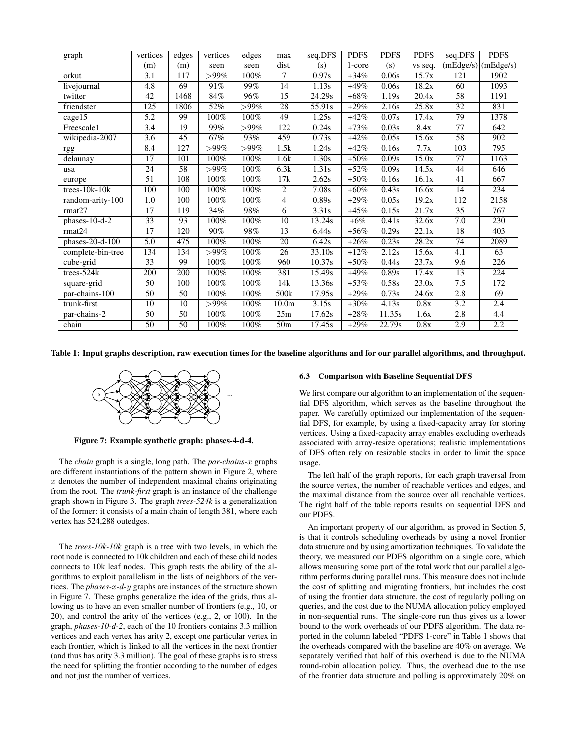| graph | vertices (m) | edges (m) | vertices seen | edges seen | max dist. | seq.DFS (s) | PDFS 1-core | PDFS (s) | PDFS vs seq. | seq.DFS (mEdge/s) | PDFS (mEdge/s) |
|---|---|---|---|---|---|---|---|---|---|---|---|
| orkut | 3.1 | 117 | >99% | 100% | 7 | 0.97s | +34% | 0.06s | 15.7x | 121 | 1902 |
| livejournal | 4.8 | 69 | 91% | 99% | 14 | 1.13s | +49% | 0.06s | 18.2x | 60 | 1093 |
| twitter | 42 | 1468 | 84% | 96% | 15 | 24.29s | +68% | 1.19s | 20.4x | 58 | 1191 |
| friendster | 125 | 1806 | 52% | >99% | 28 | 55.91s | +29% | 2.16s | 25.8x | 32 | 831 |
| cage15 | 5.2 | 99 | 100% | 100% | 49 | 1.25s | +42% | 0.07s | 17.4x | 79 | 1378 |
| Freescale1 | 3.4 | 19 | 99% | >99% | 122 | 0.24s | +73% | 0.03s | 8.4x | 77 | 642 |
| wikipedia-2007 | 3.6 | 45 | 67% | 93% | 459 | 0.73s | +42% | 0.05s | 15.6x | 58 | 902 |
| rgg | 8.4 | 127 | >99% | >99% | 1.5k | 1.24s | +42% | 0.16s | 7.7x | 103 | 795 |
| delaunay | 17 | 101 | 100% | 100% | 1.6k | 1.30s | +50% | 0.09s | 15.0x | 77 | 1163 |
| usa | 24 | 58 | >99% | 100% | 6.3k | 1.31s | +52% | 0.09s | 14.5x | 44 | 646 |
| europe | 51 | 108 | 100% | 100% | 17k | 2.62s | +50% | 0.16s | 16.1x | 41 | 667 |
| trees-10k-10k | 100 | 100 | 100% | 100% | 2 | 7.08s | +60% | 0.43s | 16.6x | 14 | 234 |
| random-arity-100 | 1.0 | 100 | 100% | 100% | 4 | 0.89s | +29% | 0.05s | 19.2x | 112 | 2158 |
| rmat27 | 17 | 119 | 34% | 98% | 6 | 3.31s | +45% | 0.15s | 21.7x | 35 | 767 |
| phases-10-d-2 | 33 | 93 | 100% | 100% | 10 | 13.24s | +6% | 0.41s | 32.6x | 7.0 | 230 |
| rmat24 | 17 | 120 | 90% | 98% | 13 | 6.44s | +56% | 0.29s | 22.1x | 18 | 403 |
| phases-20-d-100 | 5.0 | 475 | 100% | 100% | 20 | 6.42s | +26% | 0.23s | 28.2x | 74 | 2089 |
| complete-bin-tree | 134 | 134 | >99% | 100% | 26 | 33.10s | +12% | 2.12s | 15.6x | 4.1 | 63 |
| cube-grid | 33 | 99 | 100% | 100% | 960 | 10.37s | +50% | 0.44s | 23.7x | 9.6 | 226 |
| trees-524k | 200 | 200 | 100% | 100% | 381 | 15.49s | +49% | 0.89s | 17.4x | 13 | 224 |
| square-grid | 50 | 100 | 100% | 100% | 14k | 13.36s | +53% | 0.58s | 23.0x | 7.5 | 172 |
| par-chains-100 | 50 | 50 | 100% | 100% | 500k | 17.95s | +29% | 0.73s | 24.6x | 2.8 | 69 |
| trunk-first | 10 | 10 | >99% | 100% | 10.0m | 3.15s | +30% | 4.13s | 0.8x | 3.2 | 2.4 |
| par-chains-2 | 50 | 50 | 100% | 100% | 25m | 17.62s | +28% | 11.35s | 1.6x | 2.8 | 4.4 |
| chain | 50 | 50 | 100% | 100% | 50m | 17.45s | +29% | 22.79s | 0.8x | 2.9 | 2.2 |

**Table 1: Input graphs description, raw execution times for the baseline algorithms and for our parallel algorithms, and throughput.**

**Figure 7: Example synthetic graph: phases-4-d-4.**

The *chain* graph is a single, long path. The *par-chains-$x$* graphs are different instantiations of the pattern shown in Figure 2, where $x$ denotes the number of independent maximal chains originating from the root. The *trunk-first* graph is an instance of the challenge graph shown in Figure 3. The graph *trees-524k* is a generalization of the former: it consists of a main chain of length 381, where each vertex has 524,288 outedges.

The *trees-10k-10k* graph is a tree with two levels, in which the root node is connected to 10k children and each of these child nodes connects to 10k leaf nodes. This graph tests the ability of the algorithms to exploit parallelism in the lists of neighbors of the vertices. The *phases-$x$-$d$-$y$* graphs are instances of the structure shown in Figure 7. These graphs generalize the idea of the grids, thus allowing us to have an even smaller number of frontiers (e.g., 10, or 20), and control the arity of the vertices (e.g., 2, or 100). In the graph, *phases-10-d-2*, each of the 10 frontiers contains 3.3 million vertices and each vertex has arity 2, except one particular vertex in each frontier, which is linked to all the vertices in the next frontier (and thus has arity 3.3 million). The goal of these graphs is to stress the need for splitting the frontier according to the number of edges and not just the number of vertices.

### 6.3 Comparison with Baseline Sequential DFS

We first compare our algorithm to an implementation of the sequential DFS algorithm, which serves as the baseline throughout the paper. We carefully optimized our implementation of the sequential DFS, for example, by using a fixed-capacity array for storing vertices. Using a fixed-capacity array enables excluding overheads associated with array-resize operations; realistic implementations of DFS often rely on resizable stacks in order to limit the space usage.

The left half of the graph reports, for each graph traversal from the source vertex, the number of reachable vertices and edges, and the maximal distance from the source over all reachable vertices. The right half of the table reports results on sequential DFS and our PDFS.

An important property of our algorithm, as proved in Section 5, is that it controls scheduling overheads by using a novel frontier data structure and by using amortization techniques. To validate the theory, we measured our PDFS algorithm on a single core, which allows measuring some part of the total work that our parallel algorithm performs during parallel runs. This measure does not include the cost of splitting and migrating frontiers, but includes the cost of using the frontier data structure, the cost of regularly polling on queries, and the cost due to the NUMA allocation policy employed in non-sequential runs. The single-core run thus gives us a lower bound to the work overheads of our PDFS algorithm. The data reported in the column labeled "PDFS 1-core" in Table 1 shows that the overheads compared with the baseline are 40% on average. We separately verified that half of this overhead is due to the NUMA round-robin allocation policy. Thus, the overhead due to the use of the frontier data structure and polling is approximately 20% on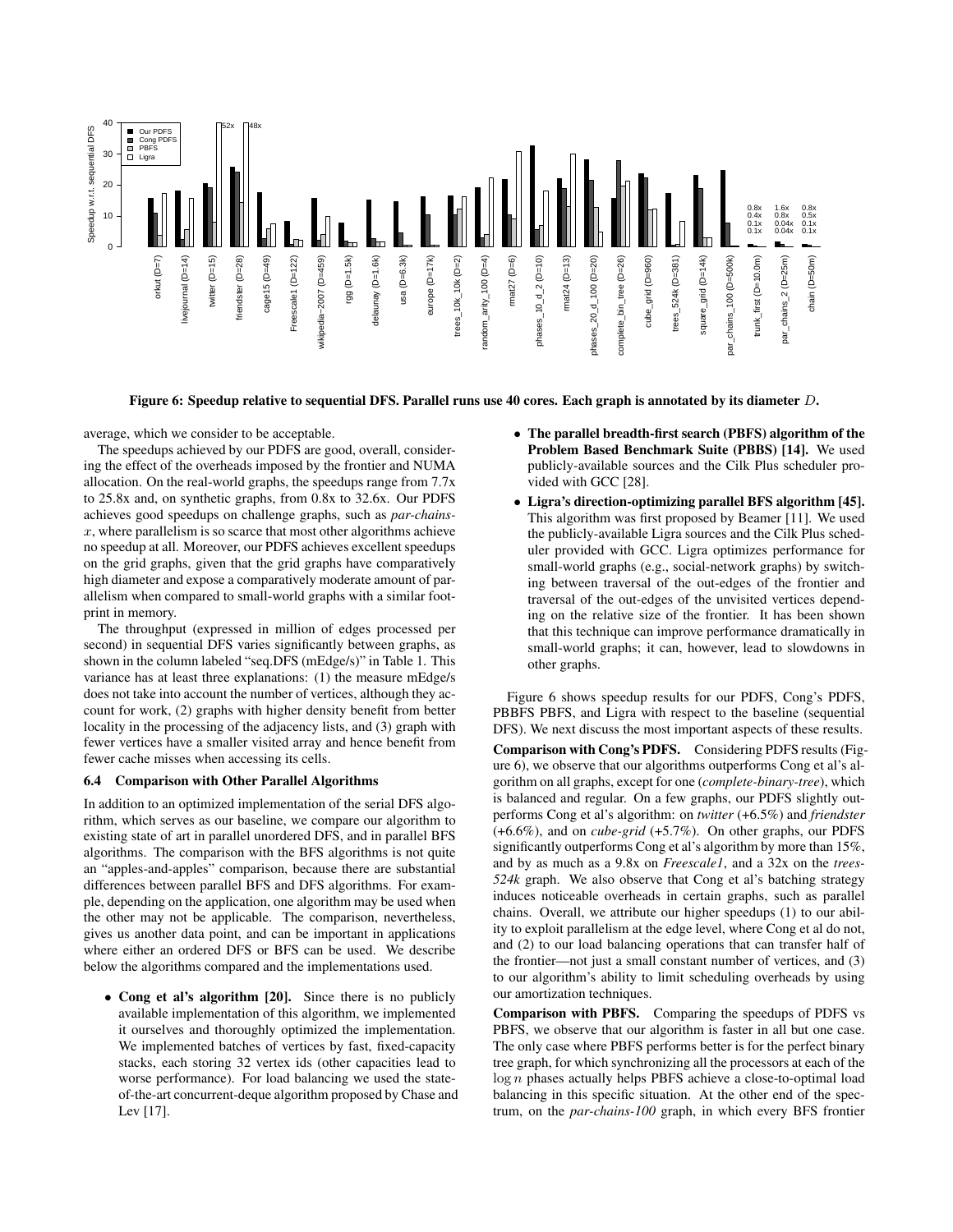Figure 6: Speedup relative to sequential DFS. Parallel runs use 40 cores. Each graph is annotated by its diameter $D$.

average, which we consider to be acceptable.

The speedups achieved by our PDFS are good, overall, considering the effect of the overheads imposed by the frontier and NUMA allocation. On the real-world graphs, the speedups range from 7.7x to 25.8x and, on synthetic graphs, from 0.8x to 32.6x. Our PDFS achieves good speedups on challenge graphs, such as *par-chains-*$x$, where parallelism is so scarce that most other algorithms achieve no speedup at all. Moreover, our PDFS achieves excellent speedups on the grid graphs, given that the grid graphs have comparatively high diameter and expose a comparatively moderate amount of parallelism when compared to small-world graphs with a similar footprint in memory.

The throughput (expressed in million of edges processed per second) in sequential DFS varies significantly between graphs, as shown in the column labeled "seq.DFS (mEdge/s)" in Table 1. This variance has at least three explanations: (1) the measure mEdge/s does not take into account the number of vertices, although they account for work, (2) graphs with higher density benefit from better locality in the processing of the adjacency lists, and (3) graph with fewer vertices have a smaller visited array and hence benefit from fewer cache misses when accessing its cells.

### 6.4 Comparison with Other Parallel Algorithms

In addition to an optimized implementation of the serial DFS algorithm, which serves as our baseline, we compare our algorithm to existing state of art in parallel unordered DFS, and in parallel BFS algorithms. The comparison with the BFS algorithms is not quite an "apples-and-apples" comparison, because there are substantial differences between parallel BFS and DFS algorithms. For example, depending on the application, one algorithm may be used when the other may not be applicable. The comparison, nevertheless, gives us another data point, and can be important in applications where either an ordered DFS or BFS can be used. We describe below the algorithms compared and the implementations used.

- **Cong et al's algorithm [20].** Since there is no publicly available implementation of this algorithm, we implemented it ourselves and thoroughly optimized the implementation. We implemented batches of vertices by fast, fixed-capacity stacks, each storing 32 vertex ids (other capacities lead to worse performance). For load balancing we used the state-of-the-art concurrent-deque algorithm proposed by Chase and Lev [17].
- **The parallel breadth-first search (PBFS) algorithm of the Problem Based Benchmark Suite (PBBS) [14].** We used publicly-available sources and the Cilk Plus scheduler provided with GCC [28].
- **Ligra's direction-optimizing parallel BFS algorithm [45].** This algorithm was first proposed by Beamer [11]. We used the publicly-available Ligra sources and the Cilk Plus scheduler provided with GCC. Ligra optimizes performance for small-world graphs (e.g., social-network graphs) by switching between traversal of the out-edges of the frontier and traversal of the out-edges of the unvisited vertices depending on the relative size of the frontier. It has been shown that this technique can improve performance dramatically in small-world graphs; it can, however, lead to slowdowns in other graphs.

Figure 6 shows speedup results for our PDFS, Cong's PDFS, PBBFS PBFS, and Ligra with respect to the baseline (sequential DFS). We next discuss the most important aspects of these results.

**Comparison with Cong's PDFS.** Considering PDFS results (Figure 6), we observe that our algorithms outperforms Cong et al's algorithm on all graphs, except for one (*complete-binary-tree*), which is balanced and regular. On a few graphs, our PDFS slightly outperforms Cong et al's algorithm: on *twitter* (+6.5%) and *friendster* (+6.6%), and on *cube-grid* (+5.7%). On other graphs, our PDFS significantly outperforms Cong et al's algorithm by more than 15%, and by as much as a 9.8x on *Freescale1*, and a 32x on the *trees-524k* graph. We also observe that Cong et al's batching strategy induces noticeable overheads in certain graphs, such as parallel chains. Overall, we attribute our higher speedups (1) to our ability to exploit parallelism at the edge level, where Cong et al do not, and (2) to our load balancing operations that can transfer half of the frontier—not just a small constant number of vertices, and (3) to our algorithm's ability to limit scheduling overheads by using our amortization techniques.

**Comparison with PBFS.** Comparing the speedups of PDFS vs PBFS, we observe that our algorithm is faster in all but one case. The only case where PBFS performs better is for the perfect binary tree graph, for which synchronizing all the processors at each of the $\log n$ phases actually helps PBFS achieve a close-to-optimal load balancing in this specific situation. At the other end of the spectrum, on the *par-chains-100* graph, in which every BFS frontier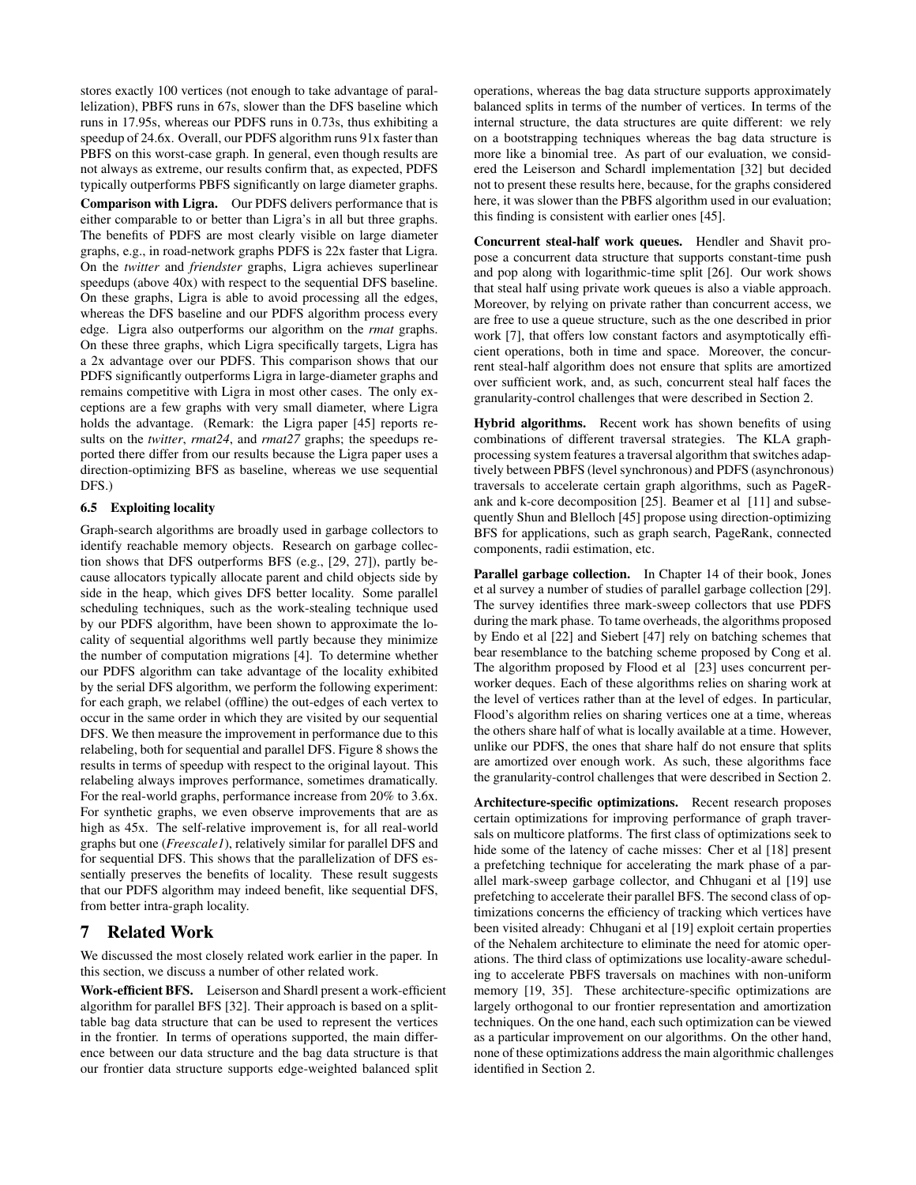stores exactly 100 vertices (not enough to take advantage of parallelization), PBFS runs in 67s, slower than the DFS baseline which runs in 17.95s, whereas our PDFS runs in 0.73s, thus exhibiting a speedup of 24.6x. Overall, our PDFS algorithm runs 91x faster than PBFS on this worst-case graph. In general, even though results are not always as extreme, our results confirm that, as expected, PDFS typically outperforms PBFS significantly on large diameter graphs.

**Comparison with Ligra.** Our PDFS delivers performance that is either comparable to or better than Ligra's in all but three graphs. The benefits of PDFS are most clearly visible on large diameter graphs, e.g., in road-network graphs PDFS is 22x faster that Ligra. On the *twitter* and *friendster* graphs, Ligra achieves superlinear speedups (above 40x) with respect to the sequential DFS baseline. On these graphs, Ligra is able to avoid processing all the edges, whereas the DFS baseline and our PDFS algorithm process every edge. Ligra also outperforms our algorithm on the *rmat* graphs. On these three graphs, which Ligra specifically targets, Ligra has a 2x advantage over our PDFS. This comparison shows that our PDFS significantly outperforms Ligra in large-diameter graphs and remains competitive with Ligra in most other cases. The only exceptions are a few graphs with very small diameter, where Ligra holds the advantage. (Remark: the Ligra paper [45] reports results on the *twitter*, *rmat24*, and *rmat27* graphs; the speedups reported there differ from our results because the Ligra paper uses a direction-optimizing BFS as baseline, whereas we use sequential DFS.)

### 6.5 Exploiting locality

Graph-search algorithms are broadly used in garbage collectors to identify reachable memory objects. Research on garbage collection shows that DFS outperforms BFS (e.g., [29, 27]), partly because allocators typically allocate parent and child objects side by side in the heap, which gives DFS better locality. Some parallel scheduling techniques, such as the work-stealing technique used by our PDFS algorithm, have been shown to approximate the locality of sequential algorithms well partly because they minimize the number of computation migrations [4]. To determine whether our PDFS algorithm can take advantage of the locality exhibited by the serial DFS algorithm, we perform the following experiment: for each graph, we relabel (offline) the out-edges of each vertex to occur in the same order in which they are visited by our sequential DFS. We then measure the improvement in performance due to this relabeling, both for sequential and parallel DFS. Figure 8 shows the results in terms of speedup with respect to the original layout. This relabeling always improves performance, sometimes dramatically. For the real-world graphs, performance increase from 20% to 3.6x. For synthetic graphs, we even observe improvements that are as high as 45x. The self-relative improvement is, for all real-world graphs but one (*Freescale1*), relatively similar for parallel DFS and for sequential DFS. This shows that the parallelization of DFS essentially preserves the benefits of locality. These result suggests that our PDFS algorithm may indeed benefit, like sequential DFS, from better intra-graph locality.

## 7 Related Work

We discussed the most closely related work earlier in the paper. In this section, we discuss a number of other related work.

**Work-efficient BFS.** Leiserson and Shardl present a work-efficient algorithm for parallel BFS [32]. Their approach is based on a splittable bag data structure that can be used to represent the vertices in the frontier. In terms of operations supported, the main difference between our data structure and the bag data structure is that our frontier data structure supports edge-weighted balanced split operations, whereas the bag data structure supports approximately balanced splits in terms of the number of vertices. In terms of the internal structure, the data structures are quite different: we rely on a bootstrapping techniques whereas the bag data structure is more like a binomial tree. As part of our evaluation, we considered the Leiserson and Schardl implementation [32] but decided not to present these results here, because, for the graphs considered here, it was slower than the PBFS algorithm used in our evaluation; this finding is consistent with earlier ones [45].

**Concurrent steal-half work queues.** Hendler and Shavit propose a concurrent data structure that supports constant-time push and pop along with logarithmic-time split [26]. Our work shows that steal half using private work queues is also a viable approach. Moreover, by relying on private rather than concurrent access, we are free to use a queue structure, such as the one described in prior work [7], that offers low constant factors and asymptotically efficient operations, both in time and space. Moreover, the concurrent steal-half algorithm does not ensure that splits are amortized over sufficient work, and, as such, concurrent steal half faces the granularity-control challenges that were described in Section 2.

**Hybrid algorithms.** Recent work has shown benefits of using combinations of different traversal strategies. The KLA graph-processing system features a traversal algorithm that switches adaptively between PBFS (level synchronous) and PDFS (asynchronous) traversals to accelerate certain graph algorithms, such as PageRank and k-core decomposition [25]. Beamer et al [11] and subsequently Shun and Blelloch [45] propose using direction-optimizing BFS for applications, such as graph search, PageRank, connected components, radii estimation, etc.

**Parallel garbage collection.** In Chapter 14 of their book, Jones et al survey a number of studies of parallel garbage collection [29]. The survey identifies three mark-sweep collectors that use PDFS during the mark phase. To tame overheads, the algorithms proposed by Endo et al [22] and Siebert [47] rely on batching schemes that bear resemblance to the batching scheme proposed by Cong et al. The algorithm proposed by Flood et al [23] uses concurrent per-worker deques. Each of these algorithms relies on sharing work at the level of vertices rather than at the level of edges. In particular, Flood's algorithm relies on sharing vertices one at a time, whereas the others share half of what is locally available at a time. However, unlike our PDFS, the ones that share half do not ensure that splits are amortized over enough work. As such, these algorithms face the granularity-control challenges that were described in Section 2.

**Architecture-specific optimizations.** Recent research proposes certain optimizations for improving performance of graph traversals on multicore platforms. The first class of optimizations seek to hide some of the latency of cache misses: Cher et al [18] present a prefetching technique for accelerating the mark phase of a parallel mark-sweep garbage collector, and Chhugani et al [19] use prefetching to accelerate their parallel BFS. The second class of optimizations concerns the efficiency of tracking which vertices have been visited already: Chhugani et al [19] exploit certain properties of the Nehalem architecture to eliminate the need for atomic operations. The third class of optimizations use locality-aware scheduling to accelerate PBFS traversals on machines with non-uniform memory [19, 35]. These architecture-specific optimizations are largely orthogonal to our frontier representation and amortization techniques. On the one hand, each such optimization can be viewed as a particular improvement on our algorithms. On the other hand, none of these optimizations address the main algorithmic challenges identified in Section 2.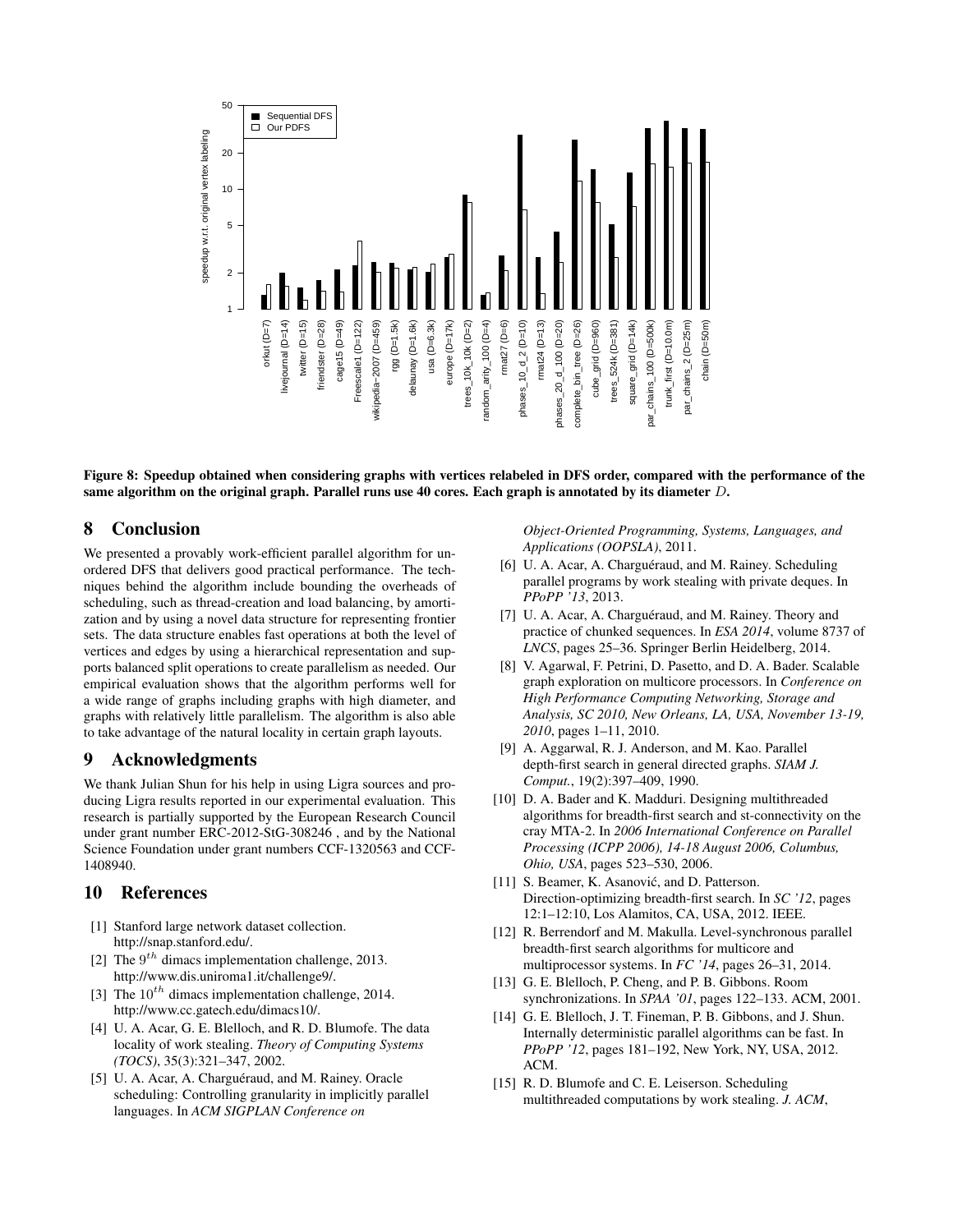Figure 8: Speedup obtained when considering graphs with vertices relabeled in DFS order, compared with the performance of the same algorithm on the original graph. Parallel runs use 40 cores. Each graph is annotated by its diameter $D$.

## 8 Conclusion

We presented a provably work-efficient parallel algorithm for unordered DFS that delivers good practical performance. The techniques behind the algorithm include bounding the overheads of scheduling, such as thread-creation and load balancing, by amortization and by using a novel data structure for representing frontier sets. The data structure enables fast operations at both the level of vertices and edges by using a hierarchical representation and supports balanced split operations to create parallelism as needed. Our empirical evaluation shows that the algorithm performs well for a wide range of graphs including graphs with high diameter, and graphs with relatively little parallelism. The algorithm is also able to take advantage of the natural locality in certain graph layouts.

## 9 Acknowledgments

We thank Julian Shun for his help in using Ligra sources and producing Ligra results reported in our experimental evaluation. This research is partially supported by the European Research Council under grant number ERC-2012-StG-308246 , and by the National Science Foundation under grant numbers CCF-1320563 and CCF-1408940.

## 10 References

[1] Stanford large network dataset collection. http://snap.stanford.edu/.

[2] The $9^{th}$ dimacs implementation challenge, 2013. http://www.dis.uniroma1.it/challenge9/.

[3] The $10^{th}$ dimacs implementation challenge, 2014. http://www.cc.gatech.edu/dimacs10/.

[4] U. A. Acar, G. E. Blelloch, and R. D. Blumofe. The data locality of work stealing. *Theory of Computing Systems (TOCS)*, 35(3):321–347, 2002.

[5] U. A. Acar, A. Charguéraud, and M. Rainey. Oracle scheduling: Controlling granularity in implicitly parallel languages. In *ACM SIGPLAN Conference on Object-Oriented Programming, Systems, Languages, and Applications (OOPSLA)*, 2011.

[6] U. A. Acar, A. Charguéraud, and M. Rainey. Scheduling parallel programs by work stealing with private deques. In *PPoPP '13*, 2013.

[7] U. A. Acar, A. Charguéraud, and M. Rainey. Theory and practice of chunked sequences. In *ESA 2014*, volume 8737 of *LNCS*, pages 25–36. Springer Berlin Heidelberg, 2014.

[8] V. Agarwal, F. Petrini, D. Pasetto, and D. A. Bader. Scalable graph exploration on multicore processors. In *Conference on High Performance Computing Networking, Storage and Analysis, SC 2010, New Orleans, LA, USA, November 13-19, 2010*, pages 1–11, 2010.

[9] A. Aggarwal, R. J. Anderson, and M. Kao. Parallel depth-first search in general directed graphs. *SIAM J. Comput.*, 19(2):397–409, 1990.

[10] D. A. Bader and K. Madduri. Designing multithreaded algorithms for breadth-first search and st-connectivity on the cray MTA-2. In *2006 International Conference on Parallel Processing (ICPP 2006), 14-18 August 2006, Columbus, Ohio, USA*, pages 523–530, 2006.

[11] S. Beamer, K. Asanović, and D. Patterson. Direction-optimizing breadth-first search. In *SC '12*, pages 12:1–12:10, Los Alamitos, CA, USA, 2012. IEEE.

[12] R. Berrendorf and M. Makulla. Level-synchronous parallel breadth-first search algorithms for multicore and multiprocessor systems. In *FC '14*, pages 26–31, 2014.

[13] G. E. Blelloch, P. Cheng, and P. B. Gibbons. Room synchronizations. In *SPAA '01*, pages 122–133. ACM, 2001.

[14] G. E. Blelloch, J. T. Fineman, P. B. Gibbons, and J. Shun. Internally deterministic parallel algorithms can be fast. In *PPoPP '12*, pages 181–192, New York, NY, USA, 2012. ACM.

[15] R. D. Blumofe and C. E. Leiserson. Scheduling multithreaded computations by work stealing. *J. ACM*,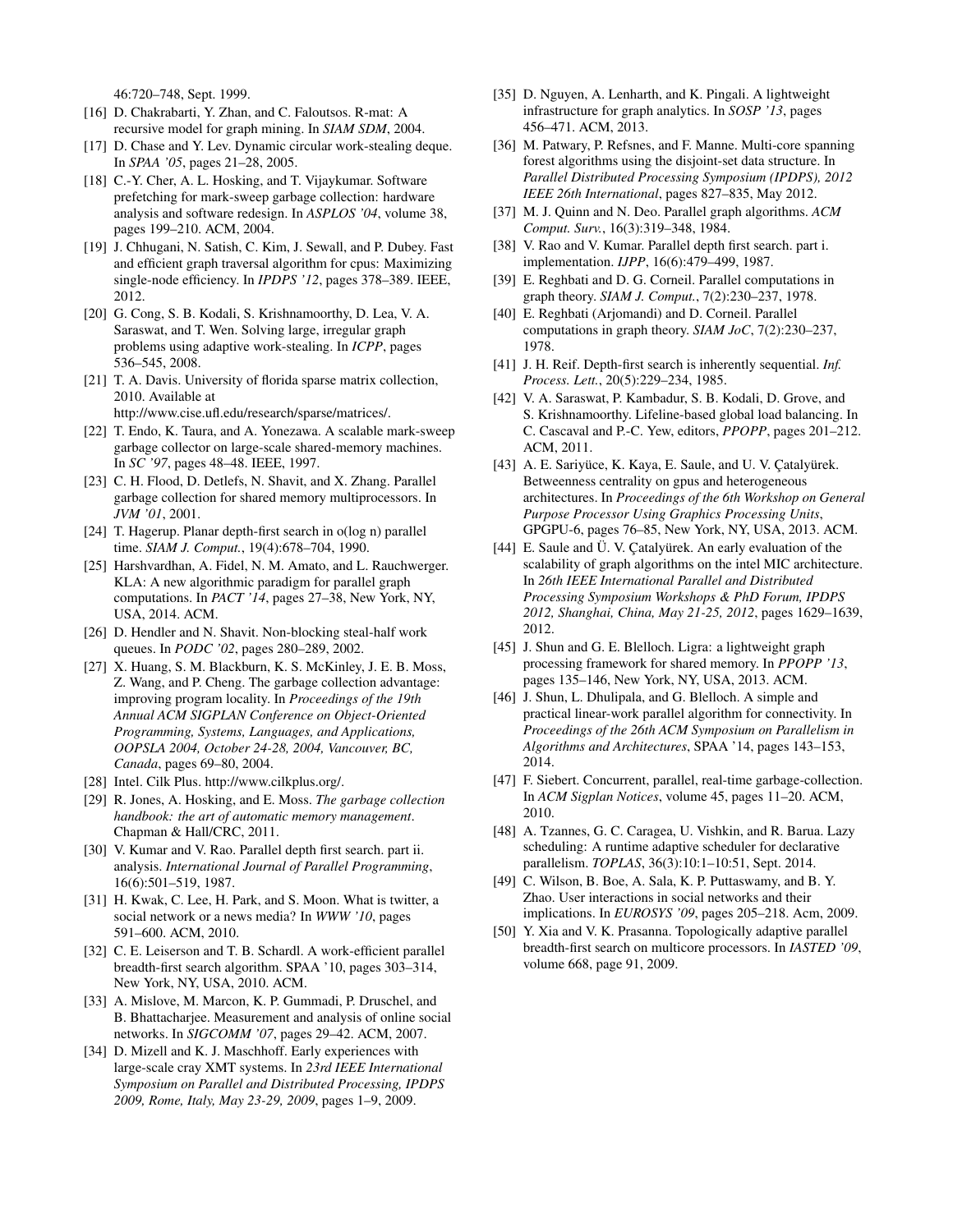46:720–748, Sept. 1999.

[16] D. Chakrabarti, Y. Zhan, and C. Faloutsos. R-mat: A recursive model for graph mining. In *SIAM SDM*, 2004.

[17] D. Chase and Y. Lev. Dynamic circular work-stealing deque. In *SPAA '05*, pages 21–28, 2005.

[18] C.-Y. Cher, A. L. Hosking, and T. Vijaykumar. Software prefetching for mark-sweep garbage collection: hardware analysis and software redesign. In *ASPLOS '04*, volume 38, pages 199–210. ACM, 2004.

[19] J. Chhugani, N. Satish, C. Kim, J. Sewall, and P. Dubey. Fast and efficient graph traversal algorithm for cpus: Maximizing single-node efficiency. In *IPDPS '12*, pages 378–389. IEEE, 2012.

[20] G. Cong, S. B. Kodali, S. Krishnamoorthy, D. Lea, V. A. Saraswat, and T. Wen. Solving large, irregular graph problems using adaptive work-stealing. In *ICPP*, pages 536–545, 2008.

[21] T. A. Davis. University of florida sparse matrix collection, 2010. Available at http://www.cise.ufl.edu/research/sparse/matrices/.

[22] T. Endo, K. Taura, and A. Yonezawa. A scalable mark-sweep garbage collector on large-scale shared-memory machines. In *SC '97*, pages 48–48. IEEE, 1997.

[23] C. H. Flood, D. Detlefs, N. Shavit, and X. Zhang. Parallel garbage collection for shared memory multiprocessors. In *JVM '01*, 2001.

[24] T. Hagerup. Planar depth-first search in o(log n) parallel time. *SIAM J. Comput.*, 19(4):678–704, 1990.

[25] Harshvardhan, A. Fidel, N. M. Amato, and L. Rauchwerger. KLA: A new algorithmic paradigm for parallel graph computations. In *PACT '14*, pages 27–38, New York, NY, USA, 2014. ACM.

[26] D. Hendler and N. Shavit. Non-blocking steal-half work queues. In *PODC '02*, pages 280–289, 2002.

[27] X. Huang, S. M. Blackburn, K. S. McKinley, J. E. B. Moss, Z. Wang, and P. Cheng. The garbage collection advantage: improving program locality. In *Proceedings of the 19th Annual ACM SIGPLAN Conference on Object-Oriented Programming, Systems, Languages, and Applications, OOPSLA 2004, October 24-28, 2004, Vancouver, BC, Canada*, pages 69–80, 2004.

[28] Intel. Cilk Plus. http://www.cilkplus.org/.

[29] R. Jones, A. Hosking, and E. Moss. *The garbage collection handbook: the art of automatic memory management*. Chapman & Hall/CRC, 2011.

[30] V. Kumar and V. Rao. Parallel depth first search. part ii. analysis. *International Journal of Parallel Programming*, 16(6):501–519, 1987.

[31] H. Kwak, C. Lee, H. Park, and S. Moon. What is twitter, a social network or a news media? In *WWW '10*, pages 591–600. ACM, 2010.

[32] C. E. Leiserson and T. B. Schardl. A work-efficient parallel breadth-first search algorithm. SPAA '10, pages 303–314, New York, NY, USA, 2010. ACM.

[33] A. Mislove, M. Marcon, K. P. Gummadi, P. Druschel, and B. Bhattacharjee. Measurement and analysis of online social networks. In *SIGCOMM '07*, pages 29–42. ACM, 2007.

[34] D. Mizell and K. J. Maschhoff. Early experiences with large-scale cray XMT systems. In *23rd IEEE International Symposium on Parallel and Distributed Processing, IPDPS 2009, Rome, Italy, May 23-29, 2009*, pages 1–9, 2009.

[35] D. Nguyen, A. Lenharth, and K. Pingali. A lightweight infrastructure for graph analytics. In *SOSP '13*, pages 456–471. ACM, 2013.

[36] M. Patwary, P. Refsnes, and F. Manne. Multi-core spanning forest algorithms using the disjoint-set data structure. In *Parallel Distributed Processing Symposium (IPDPS), 2012 IEEE 26th International*, pages 827–835, May 2012.

[37] M. J. Quinn and N. Deo. Parallel graph algorithms. *ACM Comput. Surv.*, 16(3):319–348, 1984.

[38] V. Rao and V. Kumar. Parallel depth first search. part i. implementation. *IJPP*, 16(6):479–499, 1987.

[39] E. Reghbati and D. G. Corneil. Parallel computations in graph theory. *SIAM J. Comput.*, 7(2):230–237, 1978.

[40] E. Reghbati (Arjomandi) and D. Corneil. Parallel computations in graph theory. *SIAM JoC*, 7(2):230–237, 1978.

[41] J. H. Reif. Depth-first search is inherently sequential. *Inf. Process. Lett.*, 20(5):229–234, 1985.

[42] V. A. Saraswat, P. Kambadur, S. B. Kodali, D. Grove, and S. Krishnamoorthy. Lifeline-based global load balancing. In C. Cascaval and P.-C. Yew, editors, *PPOPP*, pages 201–212. ACM, 2011.

[43] A. E. Sariyüce, K. Kaya, E. Saule, and U. V. Çatalyürek. Betweenness centrality on gpus and heterogeneous architectures. In *Proceedings of the 6th Workshop on General Purpose Processor Using Graphics Processing Units*, GPGPU-6, pages 76–85, New York, NY, USA, 2013. ACM.

[44] E. Saule and Ü. V. Çatalyürek. An early evaluation of the scalability of graph algorithms on the intel MIC architecture. In *26th IEEE International Parallel and Distributed Processing Symposium Workshops & PhD Forum, IPDPS 2012, Shanghai, China, May 21-25, 2012*, pages 1629–1639, 2012.

[45] J. Shun and G. E. Blelloch. Ligra: a lightweight graph processing framework for shared memory. In *PPOPP '13*, pages 135–146, New York, NY, USA, 2013. ACM.

[46] J. Shun, L. Dhulipala, and G. Blelloch. A simple and practical linear-work parallel algorithm for connectivity. In *Proceedings of the 26th ACM Symposium on Parallelism in Algorithms and Architectures*, SPAA '14, pages 143–153, 2014.

[47] F. Siebert. Concurrent, parallel, real-time garbage-collection. In *ACM Sigplan Notices*, volume 45, pages 11–20. ACM, 2010.

[48] A. Tzannes, G. C. Caragea, U. Vishkin, and R. Barua. Lazy scheduling: A runtime adaptive scheduler for declarative parallelism. *TOPLAS*, 36(3):10:1–10:51, Sept. 2014.

[49] C. Wilson, B. Boe, A. Sala, K. P. Puttaswamy, and B. Y. Zhao. User interactions in social networks and their implications. In *EUROSYS '09*, pages 205–218. Acm, 2009.

[50] Y. Xia and V. K. Prasanna. Topologically adaptive parallel breadth-first search on multicore processors. In *IASTED '09*, volume 668, page 91, 2009.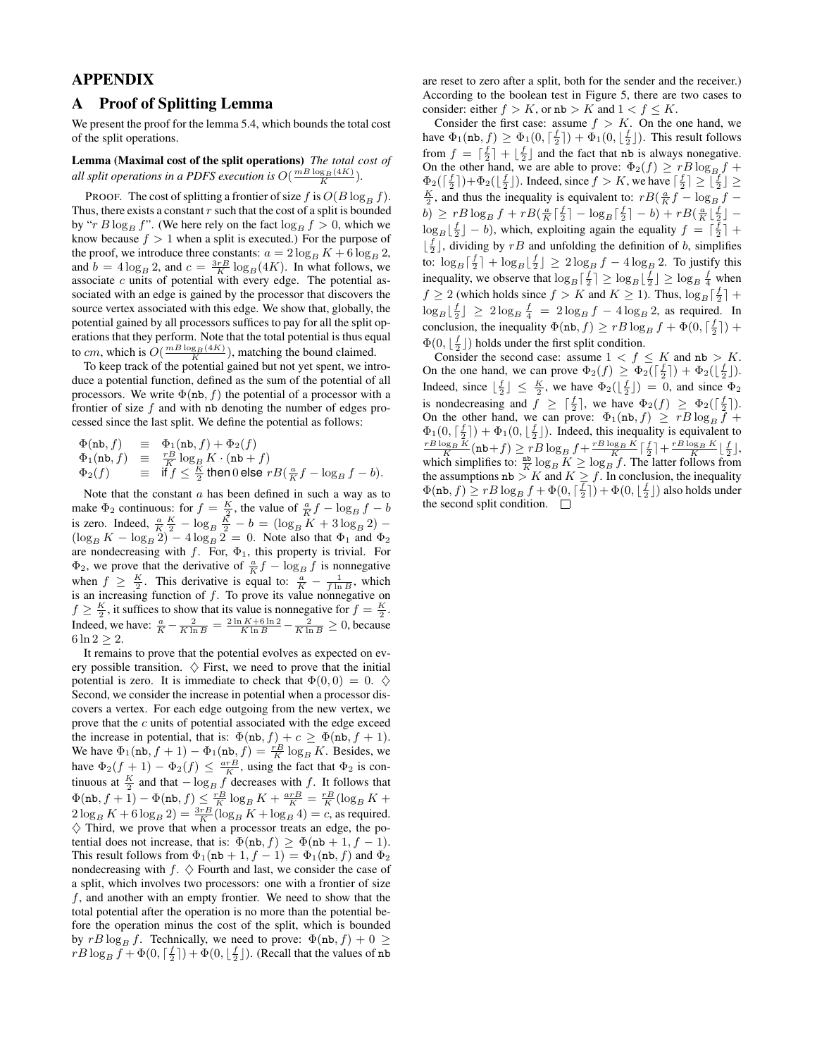# APPENDIX

## A Proof of Splitting Lemma

We present the proof for the lemma 5.4, which bounds the total cost of the split operations.

**Lemma (Maximal cost of the split operations)** *The total cost of all split operations in a PDFS execution is $O(\frac{mB\log_B(4K)}{K})$.*

PROOF. The cost of splitting a frontier of size $f$ is $O(B \log_B f)$. Thus, there exists a constant $r$ such that the cost of a split is bounded by "$r\, B \log_B f$". (We here rely on the fact $\log_B f > 0$, which we know because $f > 1$ when a split is executed.) For the purpose of the proof, we introduce three constants: $a = 2\log_B K + 6\log_B 2$, and $b = 4\log_B 2$, and $c = \frac{3rB}{K}\log_B(4K)$. In what follows, we associate $c$ units of potential with every edge. The potential associated with an edge is gained by the processor that discovers the source vertex associated with this edge. We show that, globally, the potential gained by all processors suffices to pay for all the split operations that they perform. Note that the total potential is thus equal to $cm$, which is $O(\frac{mB\log_B(4K)}{K})$, matching the bound claimed.

To keep track of the potential gained but not yet spent, we introduce a potential function, defined as the sum of the potential of all processors. We write $\Phi(\mathtt{nb}, f)$ the potential of a processor with a frontier of size $f$ and with $\mathtt{nb}$ denoting the number of edges processed since the last split. We define the potential as follows:

$$
\begin{aligned}
\Phi(\mathtt{nb}, f) &\equiv \Phi_1(\mathtt{nb}, f) + \Phi_2(f)\\
\Phi_1(\mathtt{nb}, f) &\equiv \tfrac{rB}{K}\log_B K \cdot (\mathtt{nb} + f)\\
\Phi_2(f) &\equiv \text{if } f \le \tfrac{K}{2} \text{ then } 0 \text{ else } rB(\tfrac{a}{K}f - \log_B f - b).
\end{aligned}
$$

Note that the constant $a$ has been defined in such a way as to make $\Phi_2$ continuous: for $f = \frac{K}{2}$, the value of $\frac{a}{K}f - \log_B f - b$ is zero. Indeed, $\frac{a}{K}\frac{K}{2} - \log_B\frac{K}{2} - b = (\log_B K + 3\log_B 2) - (\log_B K - \log_B 2) - 4\log_B 2 = 0$. Note also that $\Phi_1$ and $\Phi_2$ are nondecreasing with $f$. For, $\Phi_1$, this property is trivial. For $\Phi_2$, we prove that the derivative of $\frac{a}{K}f - \log_B f$ is nonnegative when $f \ge \frac{K}{2}$. This derivative is equal to: $\frac{a}{K} - \frac{1}{f \ln B}$, which is an increasing function of $f$. To prove its value nonnegative on $f \ge \frac{K}{2}$, it suffices to show that its value is nonnegative for $f = \frac{K}{2}$. Indeed, we have: $\frac{a}{K} - \frac{2}{K\ln B} = \frac{2\ln K + 6\ln 2}{K \ln B} - \frac{2}{K\ln B} \ge 0$, because $6\ln 2 \ge 2$.

It remains to prove that the potential evolves as expected on every possible transition. $\diamondsuit$ First, we need to prove that the initial potential is zero. It is immediate to check that $\Phi(0, 0) = 0$. $\diamondsuit$ Second, we consider the increase in potential when a processor discovers a vertex. For each edge outgoing from the new vertex, we prove that the $c$ units of potential associated with the edge exceed the increase in potential, that is: $\Phi(\mathtt{nb}, f) + c \ge \Phi(\mathtt{nb}, f+1)$. We have $\Phi_1(\mathtt{nb}, f+1) - \Phi_1(\mathtt{nb}, f) = \frac{rB}{K}\log_B K$. Besides, we have $\Phi_2(f+1) - \Phi_2(f) \le \frac{arB}{K}$, using the fact that $\Phi_2$ is continuous at $\frac{K}{2}$ and that $-\log_B f$ decreases with $f$. It follows that $\Phi(\mathtt{nb}, f+1) - \Phi(\mathtt{nb}, f) \le \frac{rB}{K}\log_B K + \frac{arB}{K} = \frac{rB}{K}(\log_B K + 2\log_B K + 6\log_B 2) = \frac{3rB}{K}(\log_B K + \log_B 4) = c$, as required. $\diamondsuit$ Third, we prove that when a processor treats an edge, the potential does not increase, that is: $\Phi(\mathtt{nb}, f) \ge \Phi(\mathtt{nb}+1, f-1)$. This result follows from $\Phi_1(\mathtt{nb}+1, f-1) = \Phi_1(\mathtt{nb}, f)$ and $\Phi_2$ nondecreasing with $f$. $\diamondsuit$ Fourth and last, we consider the case of a split, which involves two processors: one with a frontier of size $f$, and another with an empty frontier. We need to show that the total potential after the operation is no more than the potential before the operation minus the cost of the split, which is bounded by $rB\log_B f$. Technically, we need to prove: $\Phi(\mathtt{nb}, f) + 0 \ge rB\log_B f + \Phi(0, \lceil\frac{f}{2}\rceil) + \Phi(0, \lfloor\frac{f}{2}\rfloor)$. (Recall that the values of $\mathtt{nb}$ are reset to zero after a split, both for the sender and the receiver.) According to the boolean test in Figure 5, there are two cases to consider: either $f > K$, or $\mathtt{nb} > K$ and $1 < f \le K$.

Consider the first case: assume $f > K$. On the one hand, we have $\Phi_1(\mathtt{nb}, f) \ge \Phi_1(0, \lceil\frac{f}{2}\rceil) + \Phi_1(0, \lfloor\frac{f}{2}\rfloor)$. This result follows from $f = \lceil\frac{f}{2}\rceil + \lfloor\frac{f}{2}\rfloor$ and the fact that $\mathtt{nb}$ is always nonegative. On the other hand, we are able to prove: $\Phi_2(f) \ge rB\log_B f + \Phi_2(\lceil\frac{f}{2}\rceil) + \Phi_2(\lfloor\frac{f}{2}\rfloor)$. Indeed, since $f > K$, we have $\lceil\frac{f}{2}\rceil \ge \lfloor\frac{f}{2}\rfloor \ge \frac{K}{2}$, and thus the inequality is equivalent to: $rB(\frac{a}{K}f - \log_B f - b) \ge rB\log_B f + rB(\frac{a}{K}\lceil\frac{f}{2}\rceil - \log_B\lceil\frac{f}{2}\rceil - b) + rB(\frac{a}{K}\lfloor\frac{f}{2}\rfloor - \log_B\lfloor\frac{f}{2}\rfloor - b)$, which, exploiting again the equality $f = \lceil\frac{f}{2}\rceil + \lfloor\frac{f}{2}\rfloor$, dividing by $rB$ and unfolding the definition of $b$, simplifies to: $\log_B\lceil\frac{f}{2}\rceil + \log_B\lfloor\frac{f}{2}\rfloor \ge 2\log_B f - 4\log_B 2$. To justify this inequality, we observe that $\log_B\lceil\frac{f}{2}\rceil \ge \log_B\lfloor\frac{f}{2}\rfloor \ge \log_B\frac{f}{4}$ when $f \ge 2$ (which holds since $f > K$ and $K \ge 1$). Thus, $\log_B\lceil\frac{f}{2}\rceil + \log_B\lfloor\frac{f}{2}\rfloor \ge 2\log_B\frac{f}{4} = 2\log_B f - 4\log_B 2$, as required. In conclusion, the inequality $\Phi(\mathtt{nb}, f) \ge rB\log_B f + \Phi(0, \lceil\frac{f}{2}\rceil) + \Phi(0, \lfloor\frac{f}{2}\rfloor)$ holds under the first split condition.

Consider the second case: assume $1 < f \le K$ and $\mathtt{nb} > K$. On the one hand, we can prove $\Phi_2(f) \ge \Phi_2(\lceil\frac{f}{2}\rceil) + \Phi_2(\lfloor\frac{f}{2}\rfloor)$. Indeed, since $\lfloor\frac{f}{2}\rfloor \le \frac{K}{2}$, we have $\Phi_2(\lfloor\frac{f}{2}\rfloor) = 0$, and since $\Phi_2$ is nondecreasing and $f \ge \lceil\frac{f}{2}\rceil$, we have $\Phi_2(f) \ge \Phi_2(\lceil\frac{f}{2}\rceil)$. On the other hand, we can prove: $\Phi_1(\mathtt{nb}, f) \ge rB\log_B f + \Phi_1(0, \lceil\frac{f}{2}\rceil) + \Phi_1(0, \lfloor\frac{f}{2}\rfloor)$. Indeed, this inequality is equivalent to $\frac{rB\log_B K}{K}(\mathtt{nb}+f) \ge rB\log_B f + \frac{rB\log_B K}{K}\lceil\frac{f}{2}\rceil + \frac{rB\log_B K}{K}\lfloor\frac{f}{2}\rfloor$, which simplifies to: $\frac{\mathtt{nb}}{K}\log_B K \ge \log_B f$. The latter follows from the assumptions $\mathtt{nb} > K$ and $K \ge f$. In conclusion, the inequality $\Phi(\mathtt{nb}, f) \ge rB\log_B f + \Phi(0, \lceil\frac{f}{2}\rceil) + \Phi(0, \lfloor\frac{f}{2}\rfloor)$ also holds under the second split condition. $\square$